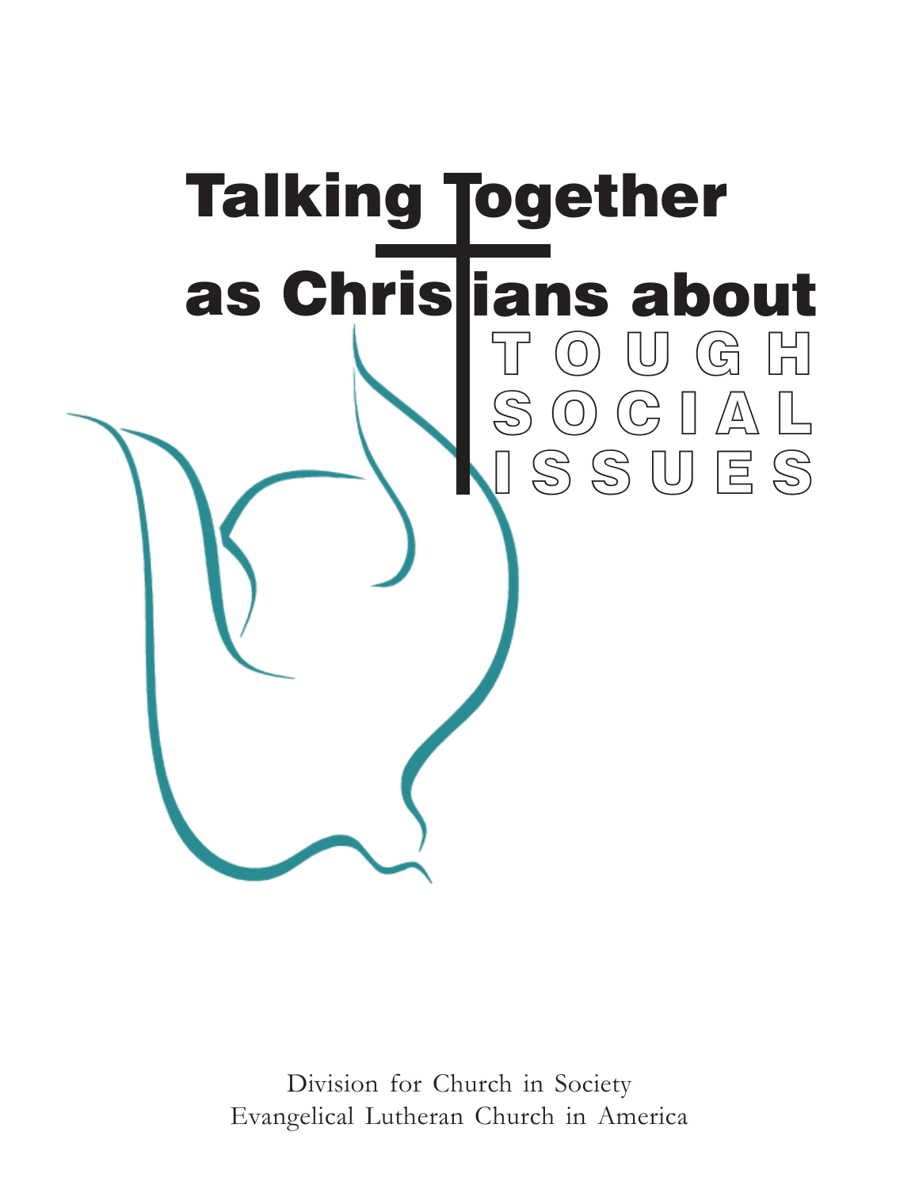# Talking Together as Christians about TOUGH SOCIAL ISSUES

Division for Church in Society
Evangelical Lutheran Church in America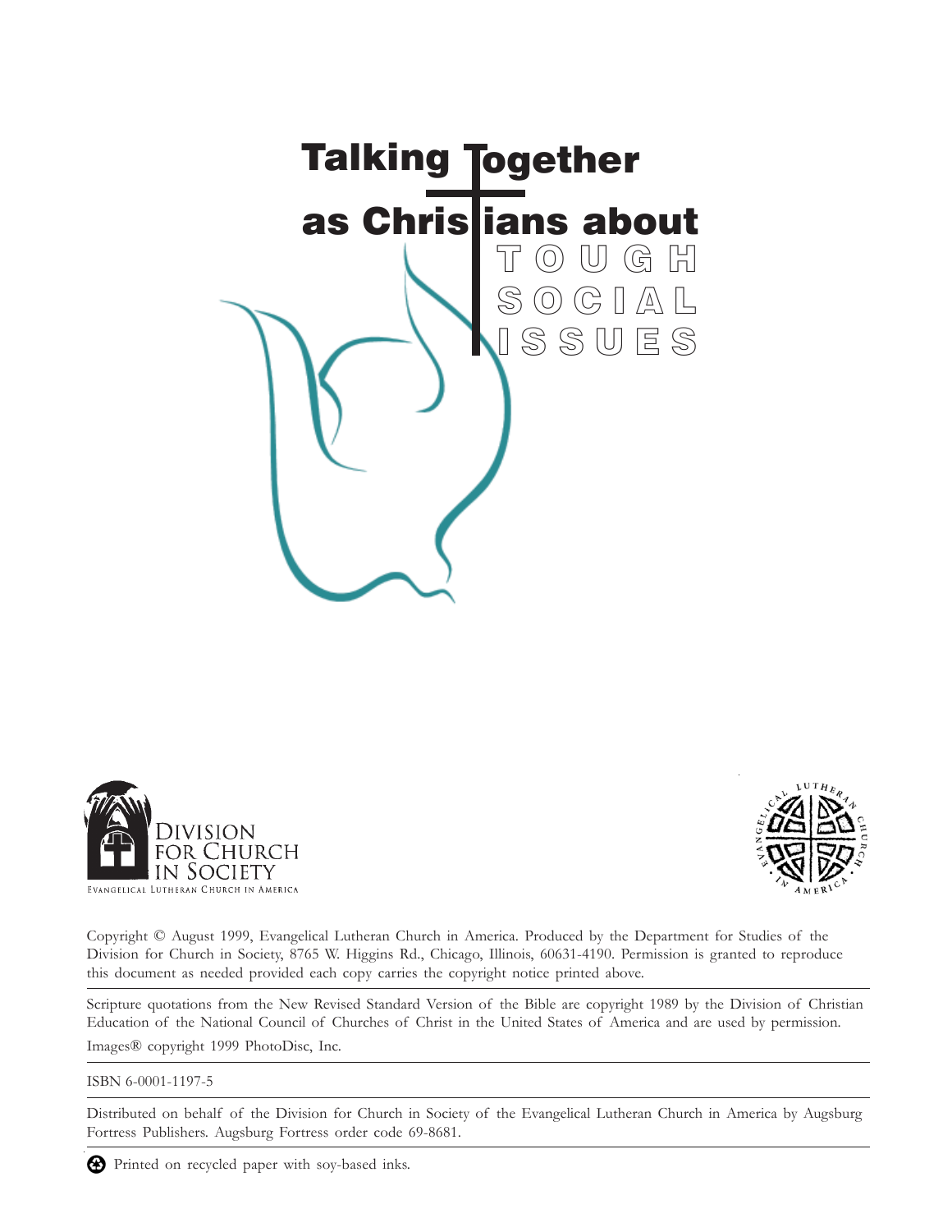# Talking Together as Christians about TOUGH SOCIAL ISSUES

DIVISION FOR CHURCH IN SOCIETY
EVANGELICAL LUTHERAN CHURCH IN AMERICA

EVANGELICAL LUTHERAN CHURCH IN AMERICA

Copyright © August 1999, Evangelical Lutheran Church in America. Produced by the Department for Studies of the Division for Church in Society, 8765 W. Higgins Rd., Chicago, Illinois, 60631-4190. Permission is granted to reproduce this document as needed provided each copy carries the copyright notice printed above.

---

Scripture quotations from the New Revised Standard Version of the Bible are copyright 1989 by the Division of Christian Education of the National Council of Churches of Christ in the United States of America and are used by permission.

Images® copyright 1999 PhotoDisc, Inc.

---

ISBN 6-0001-1197-5

---

Distributed on behalf of the Division for Church in Society of the Evangelical Lutheran Church in America by Augsburg Fortress Publishers. Augsburg Fortress order code 69-8681.

---

Printed on recycled paper with soy-based inks.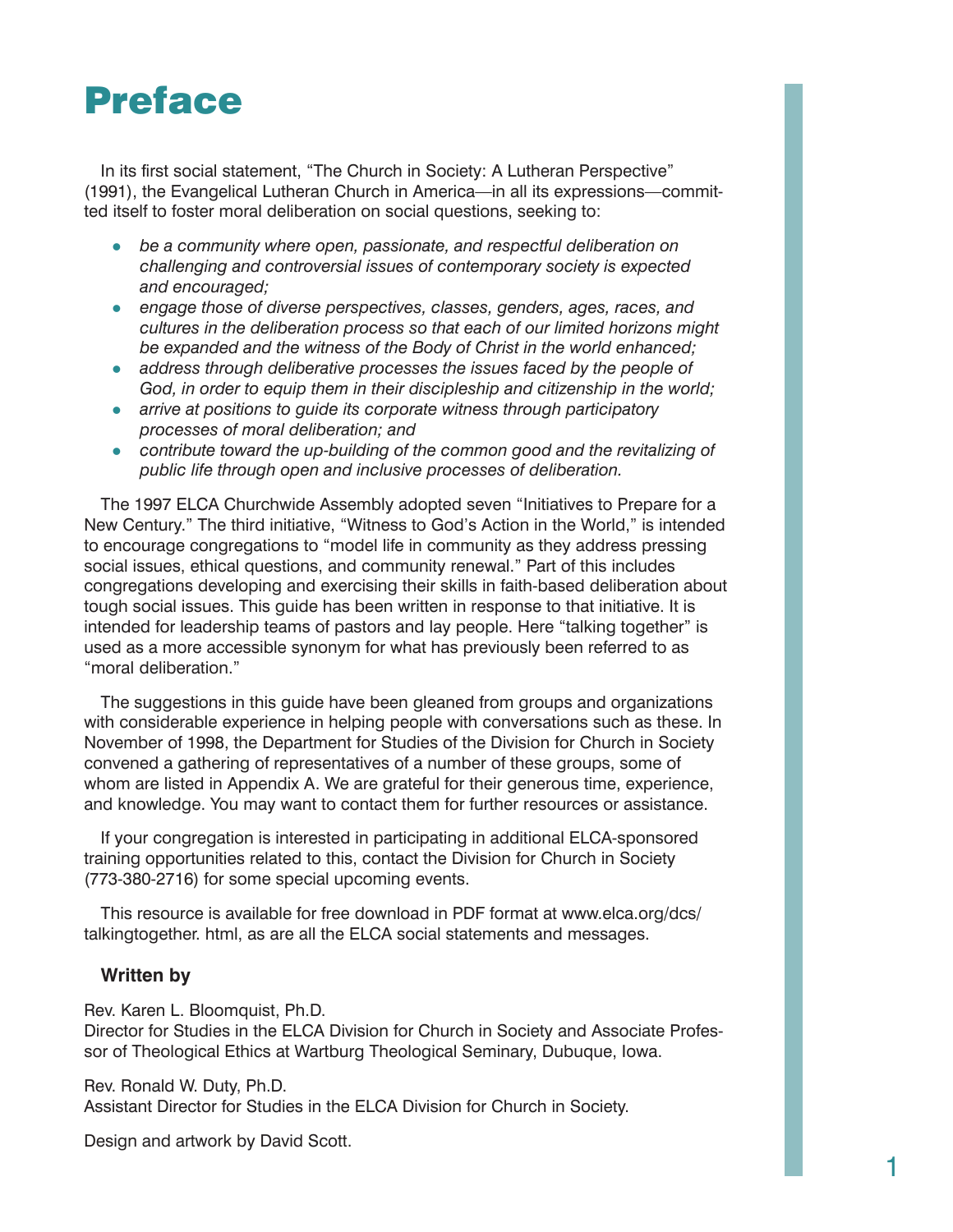# Preface

In its first social statement, "The Church in Society: A Lutheran Perspective" (1991), the Evangelical Lutheran Church in America—in all its expressions—committed itself to foster moral deliberation on social questions, seeking to:

- *be a community where open, passionate, and respectful deliberation on challenging and controversial issues of contemporary society is expected and encouraged;*
- *engage those of diverse perspectives, classes, genders, ages, races, and cultures in the deliberation process so that each of our limited horizons might be expanded and the witness of the Body of Christ in the world enhanced;*
- *address through deliberative processes the issues faced by the people of God, in order to equip them in their discipleship and citizenship in the world;*
- *arrive at positions to guide its corporate witness through participatory processes of moral deliberation; and*
- *contribute toward the up-building of the common good and the revitalizing of public life through open and inclusive processes of deliberation.*

The 1997 ELCA Churchwide Assembly adopted seven "Initiatives to Prepare for a New Century." The third initiative, "Witness to God's Action in the World," is intended to encourage congregations to "model life in community as they address pressing social issues, ethical questions, and community renewal." Part of this includes congregations developing and exercising their skills in faith-based deliberation about tough social issues. This guide has been written in response to that initiative. It is intended for leadership teams of pastors and lay people. Here "talking together" is used as a more accessible synonym for what has previously been referred to as "moral deliberation."

The suggestions in this guide have been gleaned from groups and organizations with considerable experience in helping people with conversations such as these. In November of 1998, the Department for Studies of the Division for Church in Society convened a gathering of representatives of a number of these groups, some of whom are listed in Appendix A. We are grateful for their generous time, experience, and knowledge. You may want to contact them for further resources or assistance.

If your congregation is interested in participating in additional ELCA-sponsored training opportunities related to this, contact the Division for Church in Society (773-380-2716) for some special upcoming events.

This resource is available for free download in PDF format at www.elca.org/dcs/talkingtogether. html, as are all the ELCA social statements and messages.

**Written by**

Rev. Karen L. Bloomquist, Ph.D.
Director for Studies in the ELCA Division for Church in Society and Associate Professor of Theological Ethics at Wartburg Theological Seminary, Dubuque, Iowa.

Rev. Ronald W. Duty, Ph.D.
Assistant Director for Studies in the ELCA Division for Church in Society.

Design and artwork by David Scott.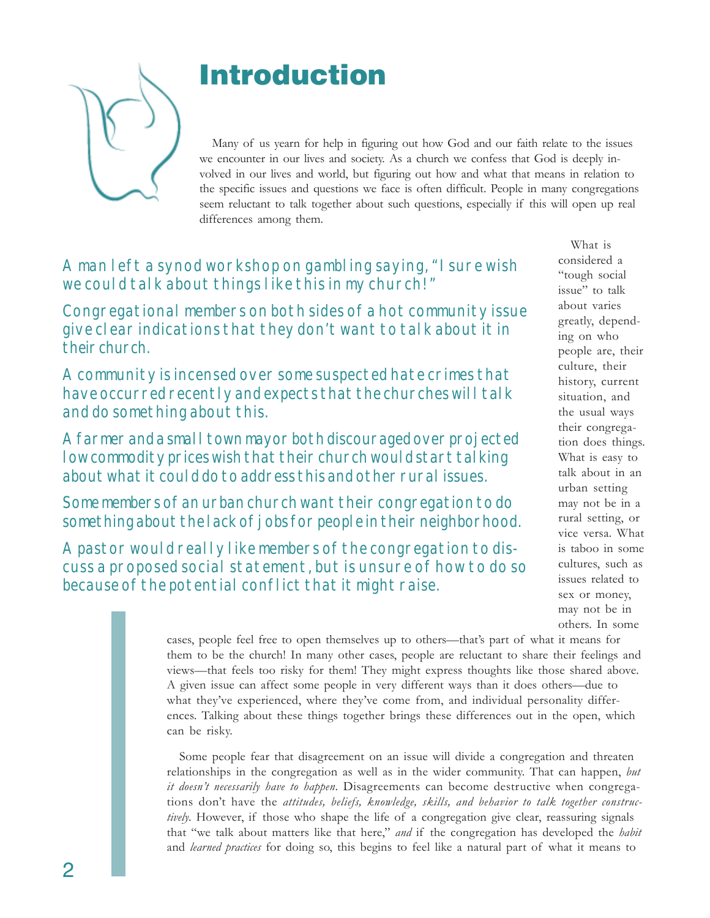# Introduction

Many of us yearn for help in figuring out how God and our faith relate to the issues we encounter in our lives and society. As a church we confess that God is deeply involved in our lives and world, but figuring out how and what that means in relation to the specific issues and questions we face is often difficult. People in many congregations seem reluctant to talk together about such questions, especially if this will open up real differences among them.

A man left a synod workshop on gambling saying, "I sure wish we could talk about things like this in my church!"

Congregational members on both sides of a hot community issue give clear indications that they don't want to talk about it in their church.

A community is incensed over some suspected hate crimes that have occurred recently and expects that the churches will talk and do something about this.

A farmer and a small town mayor both discouraged over projected low commodity prices wish that their church would start talking about what it could do to address this and other rural issues.

Some members of an urban church want their congregation to do something about the lack of jobs for people in their neighborhood.

A pastor would really like members of the congregation to discuss a proposed social statement, but is unsure of how to do so because of the potential conflict that it might raise.

What is considered a "tough social issue" to talk about varies greatly, depending on who people are, their culture, their history, current situation, and the usual ways their congregation does things. What is easy to talk about in an urban setting may not be in a rural setting, or vice versa. What is taboo in some cultures, such as issues related to sex or money, may not be in others. In some cases, people feel free to open themselves up to others—that's part of what it means for them to be the church! In many other cases, people are reluctant to share their feelings and views—that feels too risky for them! They might express thoughts like those shared above. A given issue can affect some people in very different ways than it does others—due to what they've experienced, where they've come from, and individual personality differences. Talking about these things together brings these differences out in the open, which can be risky.

Some people fear that disagreement on an issue will divide a congregation and threaten relationships in the congregation as well as in the wider community. That can happen, *but it doesn't necessarily have to happen*. Disagreements can become destructive when congregations don't have the *attitudes, beliefs, knowledge, skills, and behavior to talk together constructively*. However, if those who shape the life of a congregation give clear, reassuring signals that "we talk about matters like that here," *and* if the congregation has developed the *habit* and *learned practices* for doing so, this begins to feel like a natural part of what it means to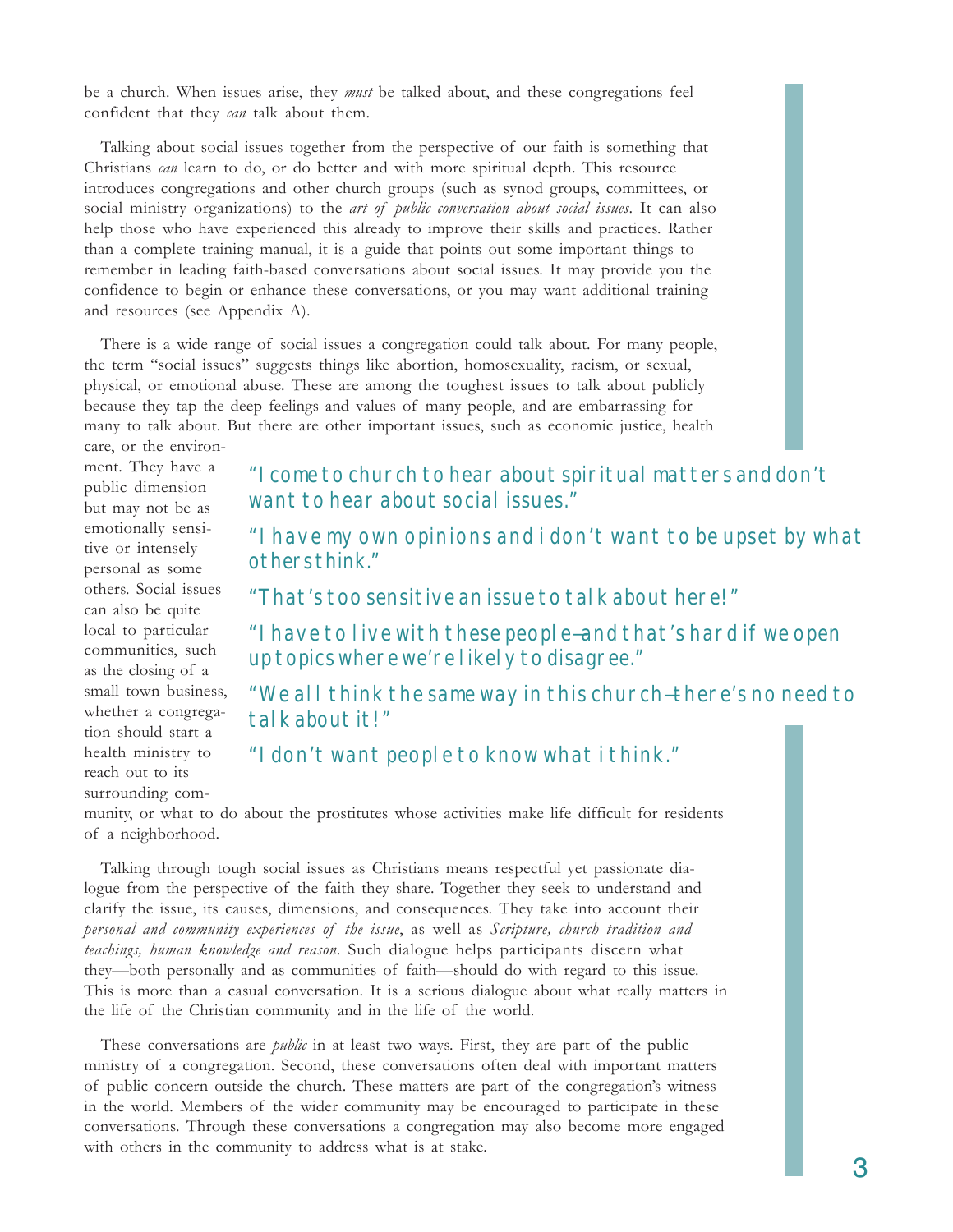be a church. When issues arise, they *must* be talked about, and these congregations feel confident that they *can* talk about them.

Talking about social issues together from the perspective of our faith is something that Christians *can* learn to do, or do better and with more spiritual depth. This resource introduces congregations and other church groups (such as synod groups, committees, or social ministry organizations) to the *art of public conversation about social issues*. It can also help those who have experienced this already to improve their skills and practices. Rather than a complete training manual, it is a guide that points out some important things to remember in leading faith-based conversations about social issues. It may provide you the confidence to begin or enhance these conversations, or you may want additional training and resources (see Appendix A).

There is a wide range of social issues a congregation could talk about. For many people, the term "social issues" suggests things like abortion, homosexuality, racism, or sexual, physical, or emotional abuse. These are among the toughest issues to talk about publicly because they tap the deep feelings and values of many people, and are embarrassing for many to talk about. But there are other important issues, such as economic justice, health care, or the environment. They have a public dimension but may not be as emotionally sensitive or intensely personal as some others. Social issues can also be quite local to particular communities, such as the closing of a small town business, whether a congregation should start a health ministry to reach out to its surrounding community, or what to do about the prostitutes whose activities make life difficult for residents of a neighborhood.

"I come to church to hear about spiritual matters and don't want to hear about social issues."

"I have my own opinions and i don't want to be upset by what others think."

"That's too sensitive an issue to talk about here!"

"I have to live with these people—and that's hard if we open up topics where we're likely to disagree."

"We all think the same way in this church—there's no need to talk about it!"

"I don't want people to know what i think."

Talking through tough social issues as Christians means respectful yet passionate dialogue from the perspective of the faith they share. Together they seek to understand and clarify the issue, its causes, dimensions, and consequences. They take into account their *personal and community experiences of the issue*, as well as *Scripture, church tradition and teachings, human knowledge and reason*. Such dialogue helps participants discern what they—both personally and as communities of faith—should do with regard to this issue. This is more than a casual conversation. It is a serious dialogue about what really matters in the life of the Christian community and in the life of the world.

These conversations are *public* in at least two ways. First, they are part of the public ministry of a congregation. Second, these conversations often deal with important matters of public concern outside the church. These matters are part of the congregation's witness in the world. Members of the wider community may be encouraged to participate in these conversations. Through these conversations a congregation may also become more engaged with others in the community to address what is at stake.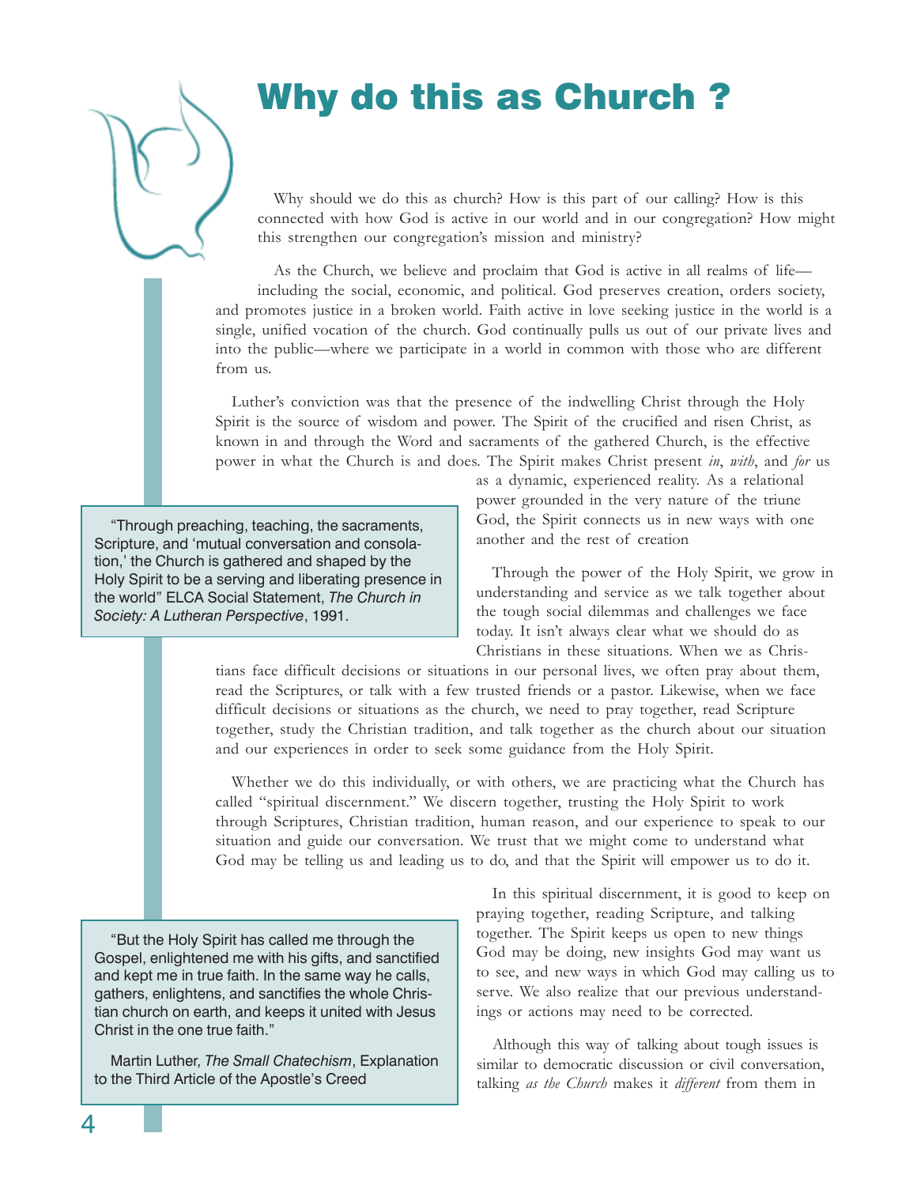# Why do this as Church ?

Why should we do this as church? How is this part of our calling? How is this connected with how God is active in our world and in our congregation? How might this strengthen our congregation's mission and ministry?

As the Church, we believe and proclaim that God is active in all realms of life—including the social, economic, and political. God preserves creation, orders society, and promotes justice in a broken world. Faith active in love seeking justice in the world is a single, unified vocation of the church. God continually pulls us out of our private lives and into the public—where we participate in a world in common with those who are different from us.

Luther's conviction was that the presence of the indwelling Christ through the Holy Spirit is the source of wisdom and power. The Spirit of the crucified and risen Christ, as known in and through the Word and sacraments of the gathered Church, is the effective power in what the Church is and does. The Spirit makes Christ present *in*, *with*, and *for* us as a dynamic, experienced reality. As a relational power grounded in the very nature of the triune God, the Spirit connects us in new ways with one another and the rest of creation

> "Through preaching, teaching, the sacraments, Scripture, and 'mutual conversation and consolation,' the Church is gathered and shaped by the Holy Spirit to be a serving and liberating presence in the world" ELCA Social Statement, *The Church in Society: A Lutheran Perspective*, 1991.

Through the power of the Holy Spirit, we grow in understanding and service as we talk together about the tough social dilemmas and challenges we face today. It isn't always clear what we should do as Christians in these situations. When we as Christians face difficult decisions or situations in our personal lives, we often pray about them, read the Scriptures, or talk with a few trusted friends or a pastor. Likewise, when we face difficult decisions or situations as the church, we need to pray together, read Scripture together, study the Christian tradition, and talk together as the church about our situation and our experiences in order to seek some guidance from the Holy Spirit.

Whether we do this individually, or with others, we are practicing what the Church has called "spiritual discernment." We discern together, trusting the Holy Spirit to work through Scriptures, Christian tradition, human reason, and our experience to speak to our situation and guide our conversation. We trust that we might come to understand what God may be telling us and leading us to do, and that the Spirit will empower us to do it.

> "But the Holy Spirit has called me through the Gospel, enlightened me with his gifts, and sanctified and kept me in true faith. In the same way he calls, gathers, enlightens, and sanctifies the whole Christian church on earth, and keeps it united with Jesus Christ in the one true faith."
>
> Martin Luther, *The Small Chatechism*, Explanation to the Third Article of the Apostle's Creed

In this spiritual discernment, it is good to keep on praying together, reading Scripture, and talking together. The Spirit keeps us open to new things God may be doing, new insights God may want us to see, and new ways in which God may calling us to serve. We also realize that our previous understandings or actions may need to be corrected.

Although this way of talking about tough issues is similar to democratic discussion or civil conversation, talking *as the Church* makes it *different* from them in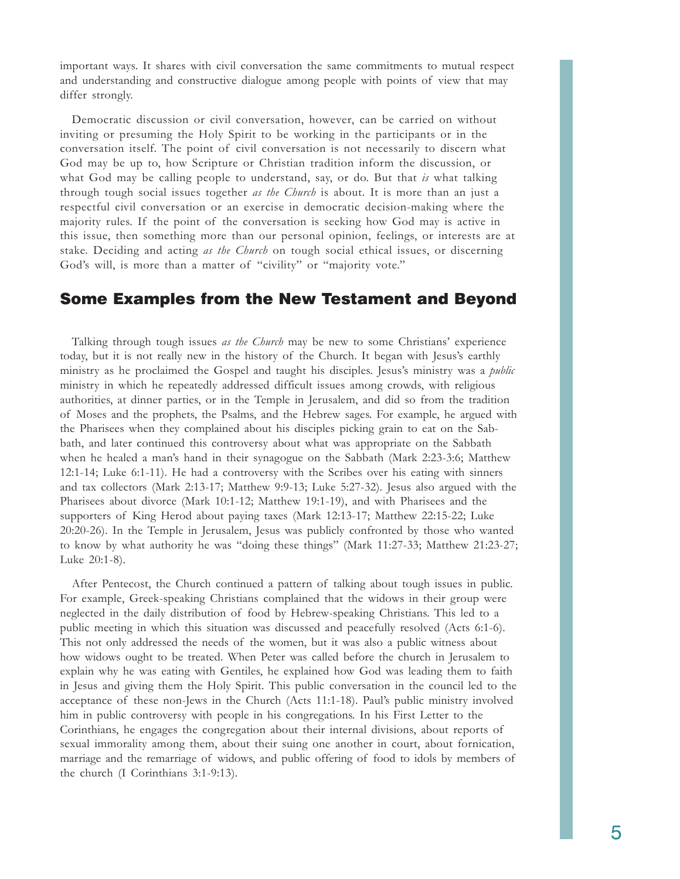important ways. It shares with civil conversation the same commitments to mutual respect and understanding and constructive dialogue among people with points of view that may differ strongly.

Democratic discussion or civil conversation, however, can be carried on without inviting or presuming the Holy Spirit to be working in the participants or in the conversation itself. The point of civil conversation is not necessarily to discern what God may be up to, how Scripture or Christian tradition inform the discussion, or what God may be calling people to understand, say, or do. But that *is* what talking through tough social issues together *as the Church* is about. It is more than an just a respectful civil conversation or an exercise in democratic decision-making where the majority rules. If the point of the conversation is seeking how God may is active in this issue, then something more than our personal opinion, feelings, or interests are at stake. Deciding and acting *as the Church* on tough social ethical issues, or discerning God's will, is more than a matter of "civility" or "majority vote."

## Some Examples from the New Testament and Beyond

Talking through tough issues *as the Church* may be new to some Christians' experience today, but it is not really new in the history of the Church. It began with Jesus's earthly ministry as he proclaimed the Gospel and taught his disciples. Jesus's ministry was a *public* ministry in which he repeatedly addressed difficult issues among crowds, with religious authorities, at dinner parties, or in the Temple in Jerusalem, and did so from the tradition of Moses and the prophets, the Psalms, and the Hebrew sages. For example, he argued with the Pharisees when they complained about his disciples picking grain to eat on the Sabbath, and later continued this controversy about what was appropriate on the Sabbath when he healed a man's hand in their synagogue on the Sabbath (Mark 2:23-3:6; Matthew 12:1-14; Luke 6:1-11). He had a controversy with the Scribes over his eating with sinners and tax collectors (Mark 2:13-17; Matthew 9:9-13; Luke 5:27-32). Jesus also argued with the Pharisees about divorce (Mark 10:1-12; Matthew 19:1-19), and with Pharisees and the supporters of King Herod about paying taxes (Mark 12:13-17; Matthew 22:15-22; Luke 20:20-26). In the Temple in Jerusalem, Jesus was publicly confronted by those who wanted to know by what authority he was "doing these things" (Mark 11:27-33; Matthew 21:23-27; Luke 20:1-8).

After Pentecost, the Church continued a pattern of talking about tough issues in public. For example, Greek-speaking Christians complained that the widows in their group were neglected in the daily distribution of food by Hebrew-speaking Christians. This led to a public meeting in which this situation was discussed and peacefully resolved (Acts 6:1-6). This not only addressed the needs of the women, but it was also a public witness about how widows ought to be treated. When Peter was called before the church in Jerusalem to explain why he was eating with Gentiles, he explained how God was leading them to faith in Jesus and giving them the Holy Spirit. This public conversation in the council led to the acceptance of these non-Jews in the Church (Acts 11:1-18). Paul's public ministry involved him in public controversy with people in his congregations. In his First Letter to the Corinthians, he engages the congregation about their internal divisions, about reports of sexual immorality among them, about their suing one another in court, about fornication, marriage and the remarriage of widows, and public offering of food to idols by members of the church (I Corinthians 3:1-9:13).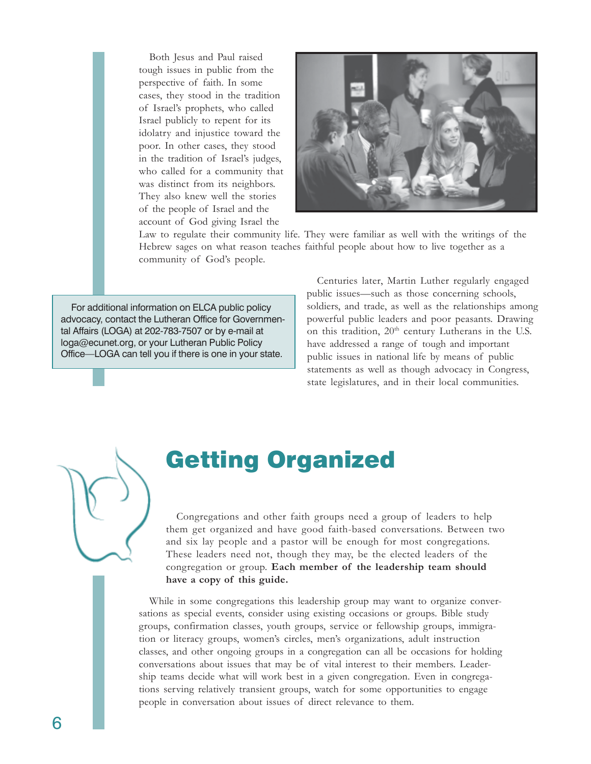Both Jesus and Paul raised tough issues in public from the perspective of faith. In some cases, they stood in the tradition of Israel's prophets, who called Israel publicly to repent for its idolatry and injustice toward the poor. In other cases, they stood in the tradition of Israel's judges, who called for a community that was distinct from its neighbors. They also knew well the stories of the people of Israel and the account of God giving Israel the Law to regulate their community life. They were familiar as well with the writings of the Hebrew sages on what reason teaches faithful people about how to live together as a community of God's people.

Centuries later, Martin Luther regularly engaged public issues—such as those concerning schools, soldiers, and trade, as well as the relationships among powerful public leaders and poor peasants. Drawing on this tradition, 20th century Lutherans in the U.S. have addressed a range of tough and important public issues in national life by means of public statements as well as though advocacy in Congress, state legislatures, and in their local communities.

For additional information on ELCA public policy advocacy, contact the Lutheran Office for Governmental Affairs (LOGA) at 202-783-7507 or by e-mail at loga@ecunet.org, or your Lutheran Public Policy Office—LOGA can tell you if there is one in your state.

# Getting Organized

Congregations and other faith groups need a group of leaders to help them get organized and have good faith-based conversations. Between two and six lay people and a pastor will be enough for most congregations. These leaders need not, though they may, be the elected leaders of the congregation or group. **Each member of the leadership team should have a copy of this guide.**

While in some congregations this leadership group may want to organize conversations as special events, consider using existing occasions or groups. Bible study groups, confirmation classes, youth groups, service or fellowship groups, immigration or literacy groups, women's circles, men's organizations, adult instruction classes, and other ongoing groups in a congregation can all be occasions for holding conversations about issues that may be of vital interest to their members. Leadership teams decide what will work best in a given congregation. Even in congregations serving relatively transient groups, watch for some opportunities to engage people in conversation about issues of direct relevance to them.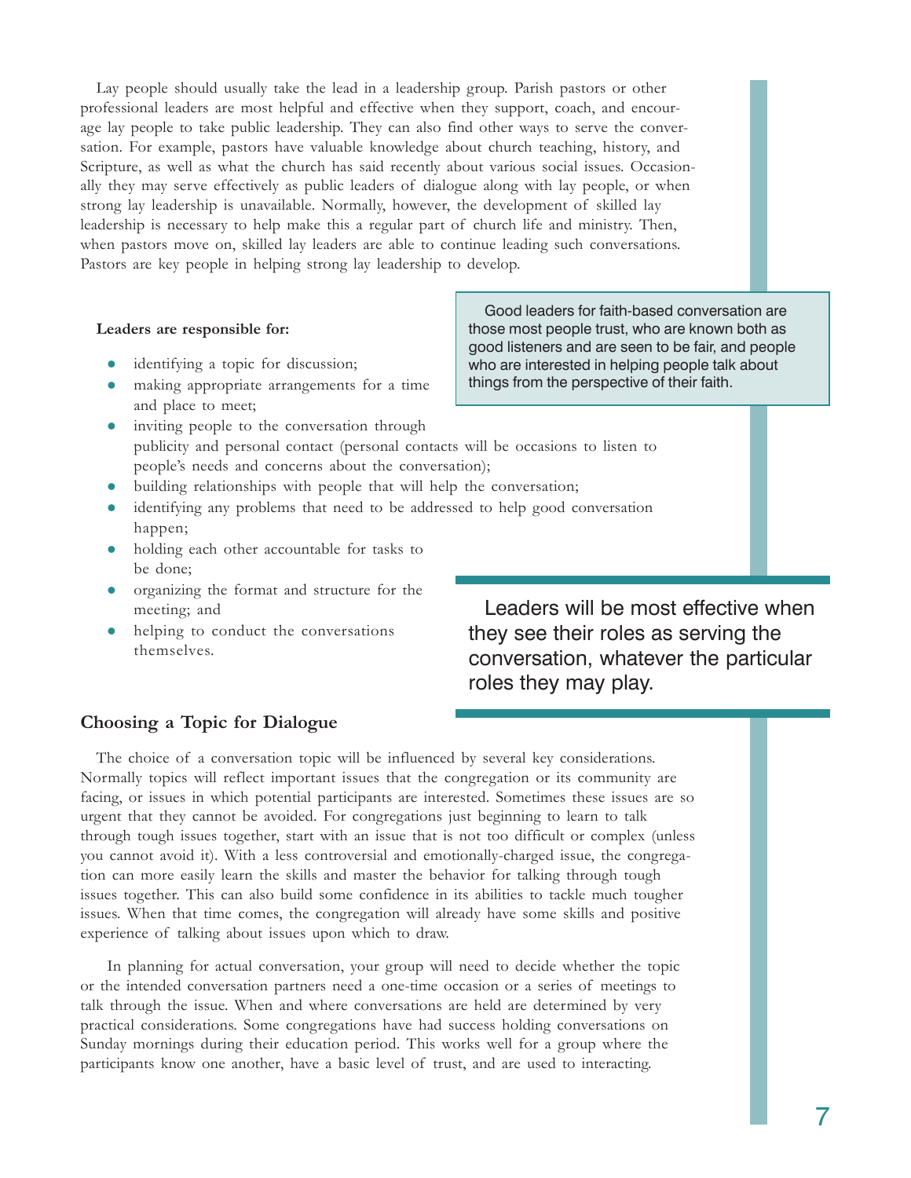Lay people should usually take the lead in a leadership group. Parish pastors or other professional leaders are most helpful and effective when they support, coach, and encourage lay people to take public leadership. They can also find other ways to serve the conversation. For example, pastors have valuable knowledge about church teaching, history, and Scripture, as well as what the church has said recently about various social issues. Occasionally they may serve effectively as public leaders of dialogue along with lay people, or when strong lay leadership is unavailable. Normally, however, the development of skilled lay leadership is necessary to help make this a regular part of church life and ministry. Then, when pastors move on, skilled lay leaders are able to continue leading such conversations. Pastors are key people in helping strong lay leadership to develop.

> Good leaders for faith-based conversation are those most people trust, who are known both as good listeners and are seen to be fair, and people who are interested in helping people talk about things from the perspective of their faith.

**Leaders are responsible for:**

- identifying a topic for discussion;
- making appropriate arrangements for a time and place to meet;
- inviting people to the conversation through publicity and personal contact (personal contacts will be occasions to listen to people's needs and concerns about the conversation);
- building relationships with people that will help the conversation;
- identifying any problems that need to be addressed to help good conversation happen;
- holding each other accountable for tasks to be done;
- organizing the format and structure for the meeting; and
- helping to conduct the conversations themselves.

> Leaders will be most effective when they see their roles as serving the conversation, whatever the particular roles they may play.

## Choosing a Topic for Dialogue

The choice of a conversation topic will be influenced by several key considerations. Normally topics will reflect important issues that the congregation or its community are facing, or issues in which potential participants are interested. Sometimes these issues are so urgent that they cannot be avoided. For congregations just beginning to learn to talk through tough issues together, start with an issue that is not too difficult or complex (unless you cannot avoid it). With a less controversial and emotionally-charged issue, the congregation can more easily learn the skills and master the behavior for talking through tough issues together. This can also build some confidence in its abilities to tackle much tougher issues. When that time comes, the congregation will already have some skills and positive experience of talking about issues upon which to draw.

In planning for actual conversation, your group will need to decide whether the topic or the intended conversation partners need a one-time occasion or a series of meetings to talk through the issue. When and where conversations are held are determined by very practical considerations. Some congregations have had success holding conversations on Sunday mornings during their education period. This works well for a group where the participants know one another, have a basic level of trust, and are used to interacting.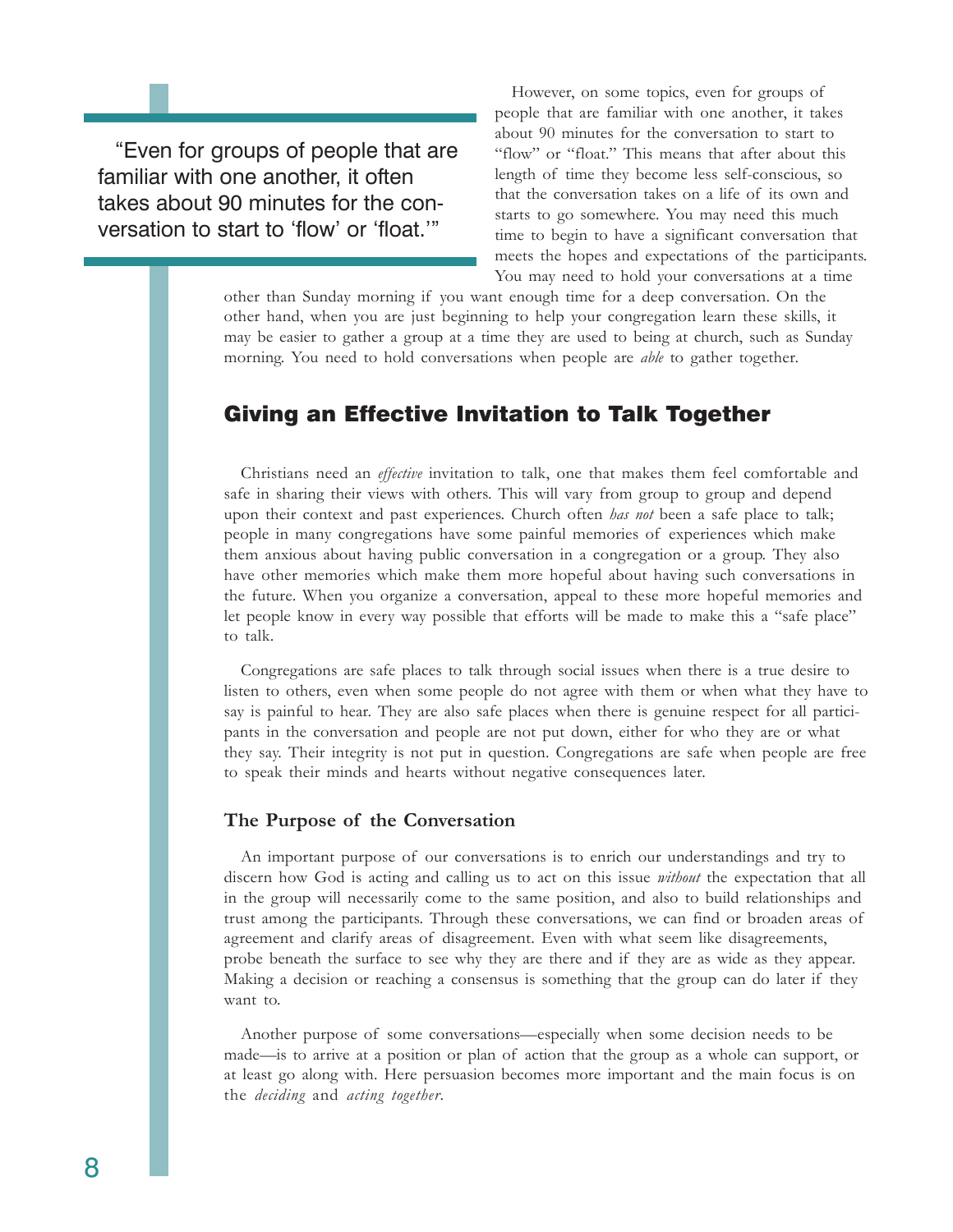> "Even for groups of people that are familiar with one another, it often takes about 90 minutes for the conversation to start to 'flow' or 'float.'"

However, on some topics, even for groups of people that are familiar with one another, it takes about 90 minutes for the conversation to start to "flow" or "float." This means that after about this length of time they become less self-conscious, so that the conversation takes on a life of its own and starts to go somewhere. You may need this much time to begin to have a significant conversation that meets the hopes and expectations of the participants. You may need to hold your conversations at a time other than Sunday morning if you want enough time for a deep conversation. On the other hand, when you are just beginning to help your congregation learn these skills, it may be easier to gather a group at a time they are used to being at church, such as Sunday morning. You need to hold conversations when people are *able* to gather together.

## Giving an Effective Invitation to Talk Together

Christians need an *effective* invitation to talk, one that makes them feel comfortable and safe in sharing their views with others. This will vary from group to group and depend upon their context and past experiences. Church often *has not* been a safe place to talk; people in many congregations have some painful memories of experiences which make them anxious about having public conversation in a congregation or a group. They also have other memories which make them more hopeful about having such conversations in the future. When you organize a conversation, appeal to these more hopeful memories and let people know in every way possible that efforts will be made to make this a "safe place" to talk.

Congregations are safe places to talk through social issues when there is a true desire to listen to others, even when some people do not agree with them or when what they have to say is painful to hear. They are also safe places when there is genuine respect for all participants in the conversation and people are not put down, either for who they are or what they say. Their integrity is not put in question. Congregations are safe when people are free to speak their minds and hearts without negative consequences later.

### The Purpose of the Conversation

An important purpose of our conversations is to enrich our understandings and try to discern how God is acting and calling us to act on this issue *without* the expectation that all in the group will necessarily come to the same position, and also to build relationships and trust among the participants. Through these conversations, we can find or broaden areas of agreement and clarify areas of disagreement. Even with what seem like disagreements, probe beneath the surface to see why they are there and if they are as wide as they appear. Making a decision or reaching a consensus is something that the group can do later if they want to.

Another purpose of some conversations—especially when some decision needs to be made—is to arrive at a position or plan of action that the group as a whole can support, or at least go along with. Here persuasion becomes more important and the main focus is on the *deciding* and *acting together*.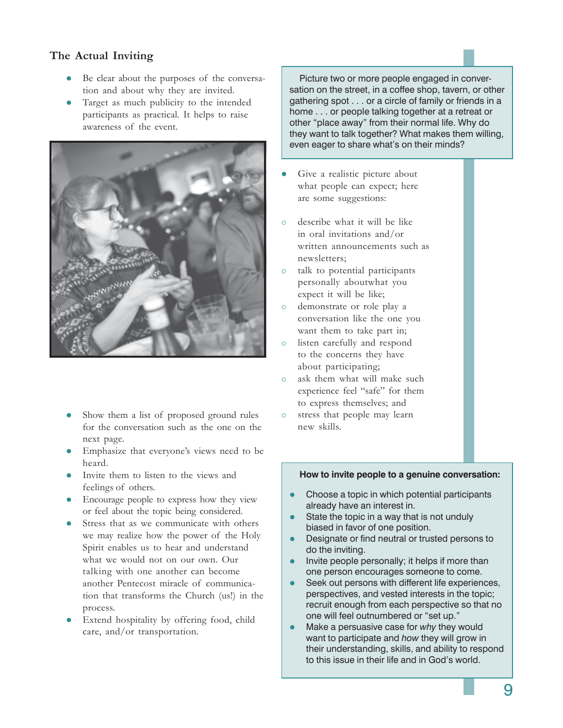### The Actual Inviting

- Be clear about the purposes of the conversation and about why they are invited.
- Target as much publicity to the intended participants as practical. It helps to raise awareness of the event.

> Picture two or more people engaged in conversation on the street, in a coffee shop, tavern, or other gathering spot . . . or a circle of family or friends in a home . . . or people talking together at a retreat or other "place away" from their normal life. Why do they want to talk together? What makes them willing, even eager to share what's on their minds?

- Give a realistic picture about what people can expect; here are some suggestions:
  - describe what it will be like in oral invitations and/or written announcements such as newsletters;
  - talk to potential participants personally aboutwhat you expect it will be like;
  - demonstrate or role play a conversation like the one you want them to take part in;
  - listen carefully and respond to the concerns they have about participating;
  - ask them what will make such experience feel "safe" for them to express themselves; and
  - stress that people may learn new skills.
- Show them a list of proposed ground rules for the conversation such as the one on the next page.
- Emphasize that everyone's views need to be heard.
- Invite them to listen to the views and feelings of others.
- Encourage people to express how they view or feel about the topic being considered.
- Stress that as we communicate with others we may realize how the power of the Holy Spirit enables us to hear and understand what we would not on our own. Our talking with one another can become another Pentecost miracle of communication that transforms the Church (us!) in the process.
- Extend hospitality by offering food, child care, and/or transportation.

**How to invite people to a genuine conversation:**

- Choose a topic in which potential participants already have an interest in.
- State the topic in a way that is not unduly biased in favor of one position.
- Designate or find neutral or trusted persons to do the inviting.
- Invite people personally; it helps if more than one person encourages someone to come.
- Seek out persons with different life experiences, perspectives, and vested interests in the topic; recruit enough from each perspective so that no one will feel outnumbered or "set up."
- Make a persuasive case for *why* they would want to participate and *how* they will grow in their understanding, skills, and ability to respond to this issue in their life and in God's world.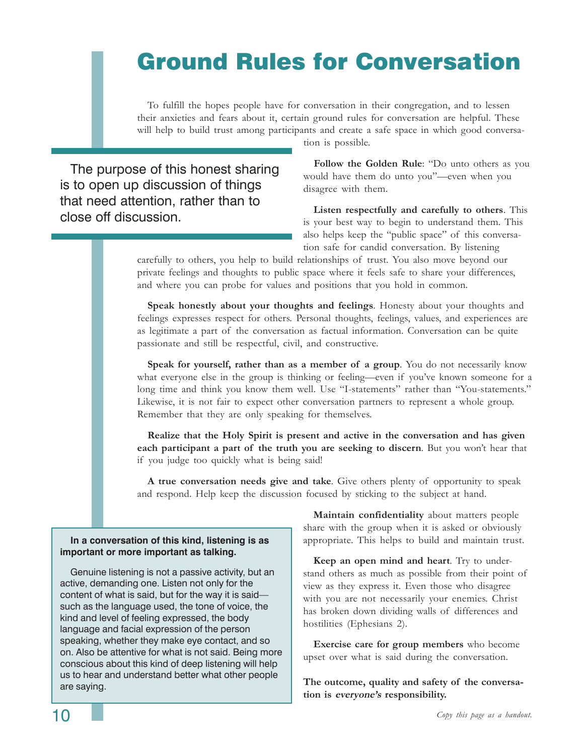# Ground Rules for Conversation

To fulfill the hopes people have for conversation in their congregation, and to lessen their anxieties and fears about it, certain ground rules for conversation are helpful. These will help to build trust among participants and create a safe space in which good conversation is possible.

> The purpose of this honest sharing is to open up discussion of things that need attention, rather than to close off discussion.

**Follow the Golden Rule**: "Do unto others as you would have them do unto you"—even when you disagree with them.

**Listen respectfully and carefully to others**. This is your best way to begin to understand them. This also helps keep the "public space" of this conversation safe for candid conversation. By listening carefully to others, you help to build relationships of trust. You also move beyond our private feelings and thoughts to public space where it feels safe to share your differences, and where you can probe for values and positions that you hold in common.

**Speak honestly about your thoughts and feelings**. Honesty about your thoughts and feelings expresses respect for others. Personal thoughts, feelings, values, and experiences are as legitimate a part of the conversation as factual information. Conversation can be quite passionate and still be respectful, civil, and constructive.

**Speak for yourself, rather than as a member of a group**. You do not necessarily know what everyone else in the group is thinking or feeling—even if you've known someone for a long time and think you know them well. Use "I-statements" rather than "You-statements." Likewise, it is not fair to expect other conversation partners to represent a whole group. Remember that they are only speaking for themselves.

**Realize that the Holy Spirit is present and active in the conversation and has given each participant a part of the truth you are seeking to discern**. But you won't hear that if you judge too quickly what is being said!

**A true conversation needs give and take**. Give others plenty of opportunity to speak and respond. Help keep the discussion focused by sticking to the subject at hand.

**Maintain confidentiality** about matters people share with the group when it is asked or obviously appropriate. This helps to build and maintain trust.

**Keep an open mind and heart**. Try to understand others as much as possible from their point of view as they express it. Even those who disagree with you are not necessarily your enemies. Christ has broken down dividing walls of differences and hostilities (Ephesians 2).

**Exercise care for group members** who become upset over what is said during the conversation.

**The outcome, quality and safety of the conversation is *everyone's* responsibility.**

> **In a conversation of this kind, listening is as important or more important as talking.**
>
> Genuine listening is not a passive activity, but an active, demanding one. Listen not only for the content of what is said, but for the way it is said—such as the language used, the tone of voice, the kind and level of feeling expressed, the body language and facial expression of the person speaking, whether they make eye contact, and so on. Also be attentive for what is not said. Being more conscious about this kind of deep listening will help us to hear and understand better what other people are saying.

*Copy this page as a handout.*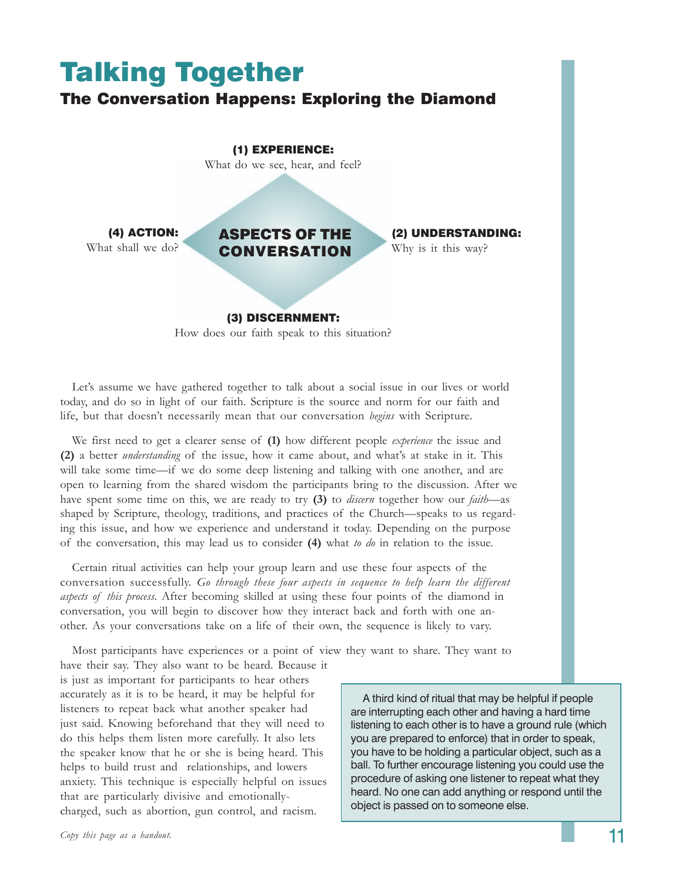# Talking Together

## The Conversation Happens: Exploring the Diamond

**(1) EXPERIENCE:**
What do we see, hear, and feel?

**(4) ACTION:**
What shall we do?

**ASPECTS OF THE CONVERSATION**

**(2) UNDERSTANDING:**
Why is it this way?

**(3) DISCERNMENT:**
How does our faith speak to this situation?

Let's assume we have gathered together to talk about a social issue in our lives or world today, and do so in light of our faith. Scripture is the source and norm for our faith and life, but that doesn't necessarily mean that our conversation *begins* with Scripture.

We first need to get a clearer sense of **(1)** how different people *experience* the issue and **(2)** a better *understanding* of the issue, how it came about, and what's at stake in it. This will take some time—if we do some deep listening and talking with one another, and are open to learning from the shared wisdom the participants bring to the discussion. After we have spent some time on this, we are ready to try **(3)** to *discern* together how our *faith*—as shaped by Scripture, theology, traditions, and practices of the Church—speaks to us regarding this issue, and how we experience and understand it today. Depending on the purpose of the conversation, this may lead us to consider **(4)** what *to do* in relation to the issue.

Certain ritual activities can help your group learn and use these four aspects of the conversation successfully. *Go through these four aspects in sequence to help learn the different aspects of this process.* After becoming skilled at using these four points of the diamond in conversation, you will begin to discover how they interact back and forth with one another. As your conversations take on a life of their own, the sequence is likely to vary.

Most participants have experiences or a point of view they want to share. They want to have their say. They also want to be heard. Because it is just as important for participants to hear others accurately as it is to be heard, it may be helpful for listeners to repeat back what another speaker had just said. Knowing beforehand that they will need to do this helps them listen more carefully. It also lets the speaker know that he or she is being heard. This helps to build trust and relationships, and lowers anxiety. This technique is especially helpful on issues that are particularly divisive and emotionally-charged, such as abortion, gun control, and racism.

> A third kind of ritual that may be helpful if people are interrupting each other and having a hard time listening to each other is to have a ground rule (which you are prepared to enforce) that in order to speak, you have to be holding a particular object, such as a ball. To further encourage listening you could use the procedure of asking one listener to repeat what they heard. No one can add anything or respond until the object is passed on to someone else.

*Copy this page as a handout.*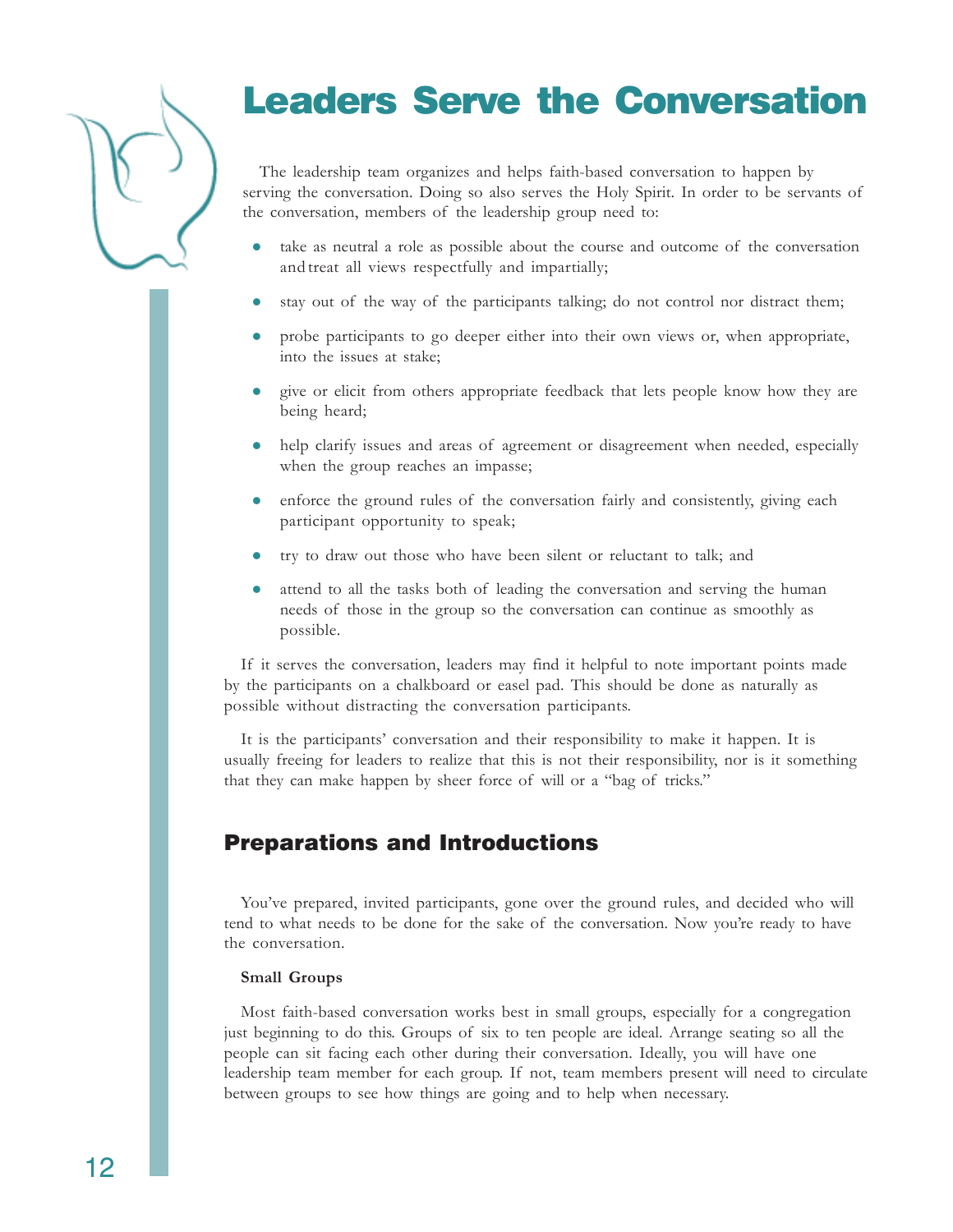# Leaders Serve the Conversation

The leadership team organizes and helps faith-based conversation to happen by serving the conversation. Doing so also serves the Holy Spirit. In order to be servants of the conversation, members of the leadership group need to:

- take as neutral a role as possible about the course and outcome of the conversation and treat all views respectfully and impartially;
- stay out of the way of the participants talking; do not control nor distract them;
- probe participants to go deeper either into their own views or, when appropriate, into the issues at stake;
- give or elicit from others appropriate feedback that lets people know how they are being heard;
- help clarify issues and areas of agreement or disagreement when needed, especially when the group reaches an impasse;
- enforce the ground rules of the conversation fairly and consistently, giving each participant opportunity to speak;
- try to draw out those who have been silent or reluctant to talk; and
- attend to all the tasks both of leading the conversation and serving the human needs of those in the group so the conversation can continue as smoothly as possible.

If it serves the conversation, leaders may find it helpful to note important points made by the participants on a chalkboard or easel pad. This should be done as naturally as possible without distracting the conversation participants.

It is the participants' conversation and their responsibility to make it happen. It is usually freeing for leaders to realize that this is not their responsibility, nor is it something that they can make happen by sheer force of will or a "bag of tricks."

## Preparations and Introductions

You've prepared, invited participants, gone over the ground rules, and decided who will tend to what needs to be done for the sake of the conversation. Now you're ready to have the conversation.

**Small Groups**

Most faith-based conversation works best in small groups, especially for a congregation just beginning to do this. Groups of six to ten people are ideal. Arrange seating so all the people can sit facing each other during their conversation. Ideally, you will have one leadership team member for each group. If not, team members present will need to circulate between groups to see how things are going and to help when necessary.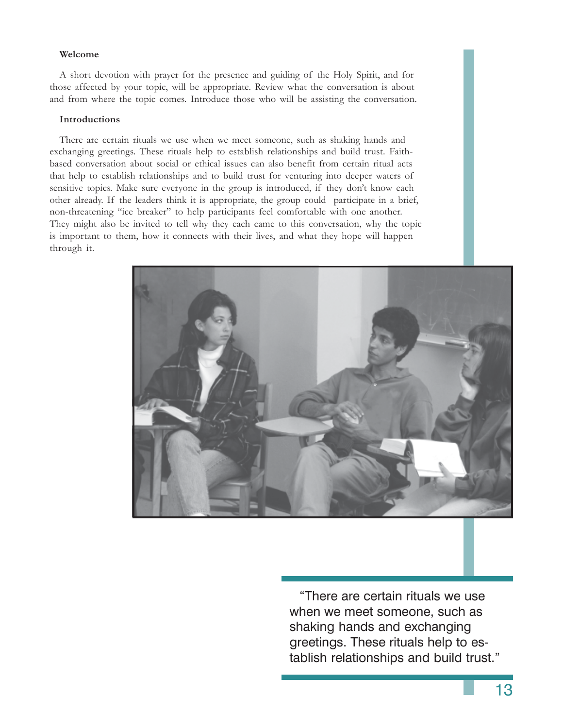### Welcome

A short devotion with prayer for the presence and guiding of the Holy Spirit, and for those affected by your topic, will be appropriate. Review what the conversation is about and from where the topic comes. Introduce those who will be assisting the conversation.

### Introductions

There are certain rituals we use when we meet someone, such as shaking hands and exchanging greetings. These rituals help to establish relationships and build trust. Faith-based conversation about social or ethical issues can also benefit from certain ritual acts that help to establish relationships and to build trust for venturing into deeper waters of sensitive topics. Make sure everyone in the group is introduced, if they don't know each other already. If the leaders think it is appropriate, the group could participate in a brief, non-threatening "ice breaker" to help participants feel comfortable with one another. They might also be invited to tell why they each came to this conversation, why the topic is important to them, how it connects with their lives, and what they hope will happen through it.

"There are certain rituals we use when we meet someone, such as shaking hands and exchanging greetings. These rituals help to establish relationships and build trust."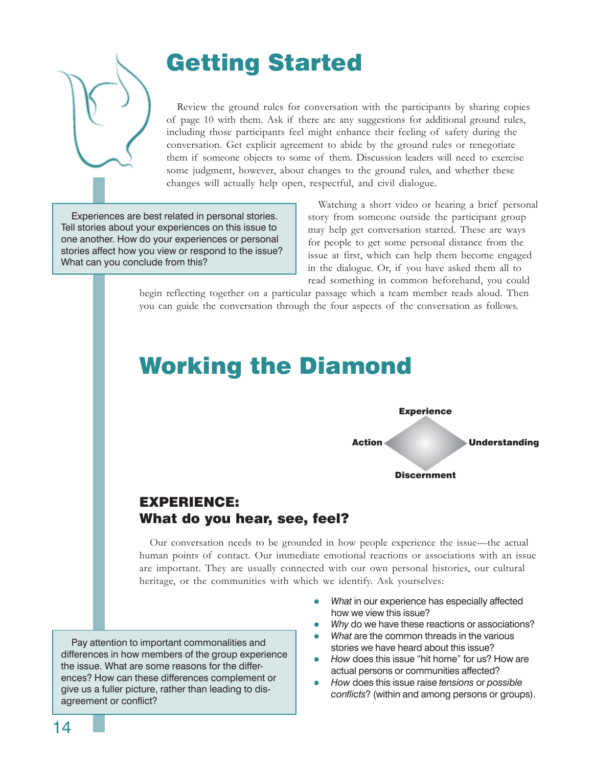# Getting Started

Review the ground rules for conversation with the participants by sharing copies of page 10 with them. Ask if there are any suggestions for additional ground rules, including those participants feel might enhance their feeling of safety during the conversation. Get explicit agreement to abide by the ground rules or renegotiate them if someone objects to some of them. Discussion leaders will need to exercise some judgment, however, about changes to the ground rules, and whether these changes will actually help open, respectful, and civil dialogue.

> Experiences are best related in personal stories. Tell stories about your experiences on this issue to one another. How do your experiences or personal stories affect how you view or respond to the issue? What can you conclude from this?

Watching a short video or hearing a brief personal story from someone outside the participant group may help get conversation started. These are ways for people to get some personal distance from the issue at first, which can help them become engaged in the dialogue. Or, if you have asked them all to read something in common beforehand, you could begin reflecting together on a particular passage which a team member reads aloud. Then you can guide the conversation through the four aspects of the conversation as follows.

# Working the Diamond

Experience

Action — Understanding

Discernment

## EXPERIENCE: What do you hear, see, feel?

Our conversation needs to be grounded in how people experience the issue—the actual human points of contact. Our immediate emotional reactions or associations with an issue are important. They are usually connected with our own personal histories, our cultural heritage, or the communities with which we identify. Ask yourselves:

- *What* in our experience has especially affected how we view this issue?
- *Why* do we have these reactions or associations?
- *What* are the common threads in the various stories we have heard about this issue?
- *How* does this issue "hit home" for us? How are actual persons or communities affected?
- *How* does this issue raise *tensions* or *possible conflicts*? (within and among persons or groups).

> Pay attention to important commonalities and differences in how members of the group experience the issue. What are some reasons for the differences? How can these differences complement or give us a fuller picture, rather than leading to disagreement or conflict?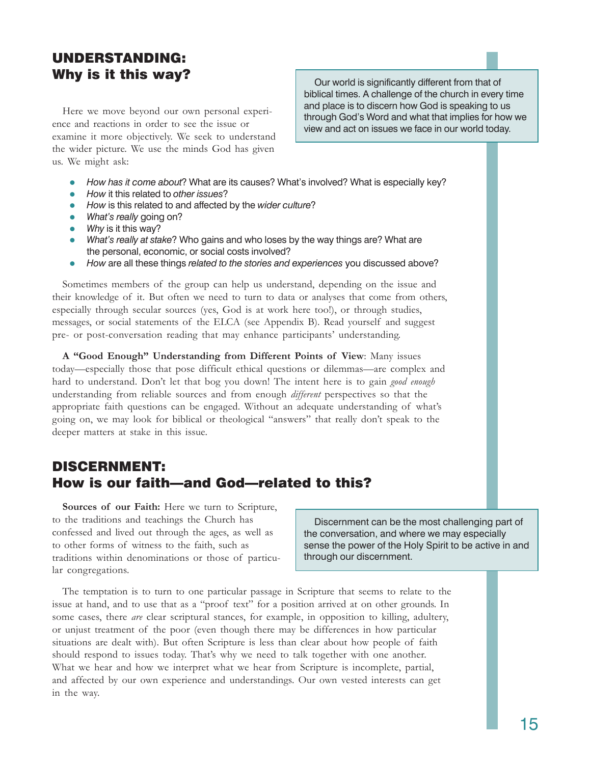## UNDERSTANDING: Why is it this way?

Our world is significantly different from that of biblical times. A challenge of the church in every time and place is to discern how God is speaking to us through God's Word and what that implies for how we view and act on issues we face in our world today.

Here we move beyond our own personal experience and reactions in order to see the issue or examine it more objectively. We seek to understand the wider picture. We use the minds God has given us. We might ask:

- *How has it come about*? What are its causes? What's involved? What is especially key?
- *How* it this related to *other issues*?
- *How* is this related to and affected by the *wider culture*?
- *What's really* going on?
- *Why* is it this way?
- *What's really at stake*? Who gains and who loses by the way things are? What are the personal, economic, or social costs involved?
- *How* are all these things *related to the stories and experiences* you discussed above?

Sometimes members of the group can help us understand, depending on the issue and their knowledge of it. But often we need to turn to data or analyses that come from others, especially through secular sources (yes, God is at work here too!), or through studies, messages, or social statements of the ELCA (see Appendix B). Read yourself and suggest pre- or post-conversation reading that may enhance participants' understanding.

**A "Good Enough" Understanding from Different Points of View**: Many issues today—especially those that pose difficult ethical questions or dilemmas—are complex and hard to understand. Don't let that bog you down! The intent here is to gain *good enough* understanding from reliable sources and from enough *different* perspectives so that the appropriate faith questions can be engaged. Without an adequate understanding of what's going on, we may look for biblical or theological "answers" that really don't speak to the deeper matters at stake in this issue.

## DISCERNMENT: How is our faith—and God—related to this?

**Sources of our Faith:** Here we turn to Scripture, to the traditions and teachings the Church has confessed and lived out through the ages, as well as to other forms of witness to the faith, such as traditions within denominations or those of particular congregations.

Discernment can be the most challenging part of the conversation, and where we may especially sense the power of the Holy Spirit to be active in and through our discernment.

The temptation is to turn to one particular passage in Scripture that seems to relate to the issue at hand, and to use that as a "proof text" for a position arrived at on other grounds. In some cases, there *are* clear scriptural stances, for example, in opposition to killing, adultery, or unjust treatment of the poor (even though there may be differences in how particular situations are dealt with). But often Scripture is less than clear about how people of faith should respond to issues today. That's why we need to talk together with one another. What we hear and how we interpret what we hear from Scripture is incomplete, partial, and affected by our own experience and understandings. Our own vested interests can get in the way.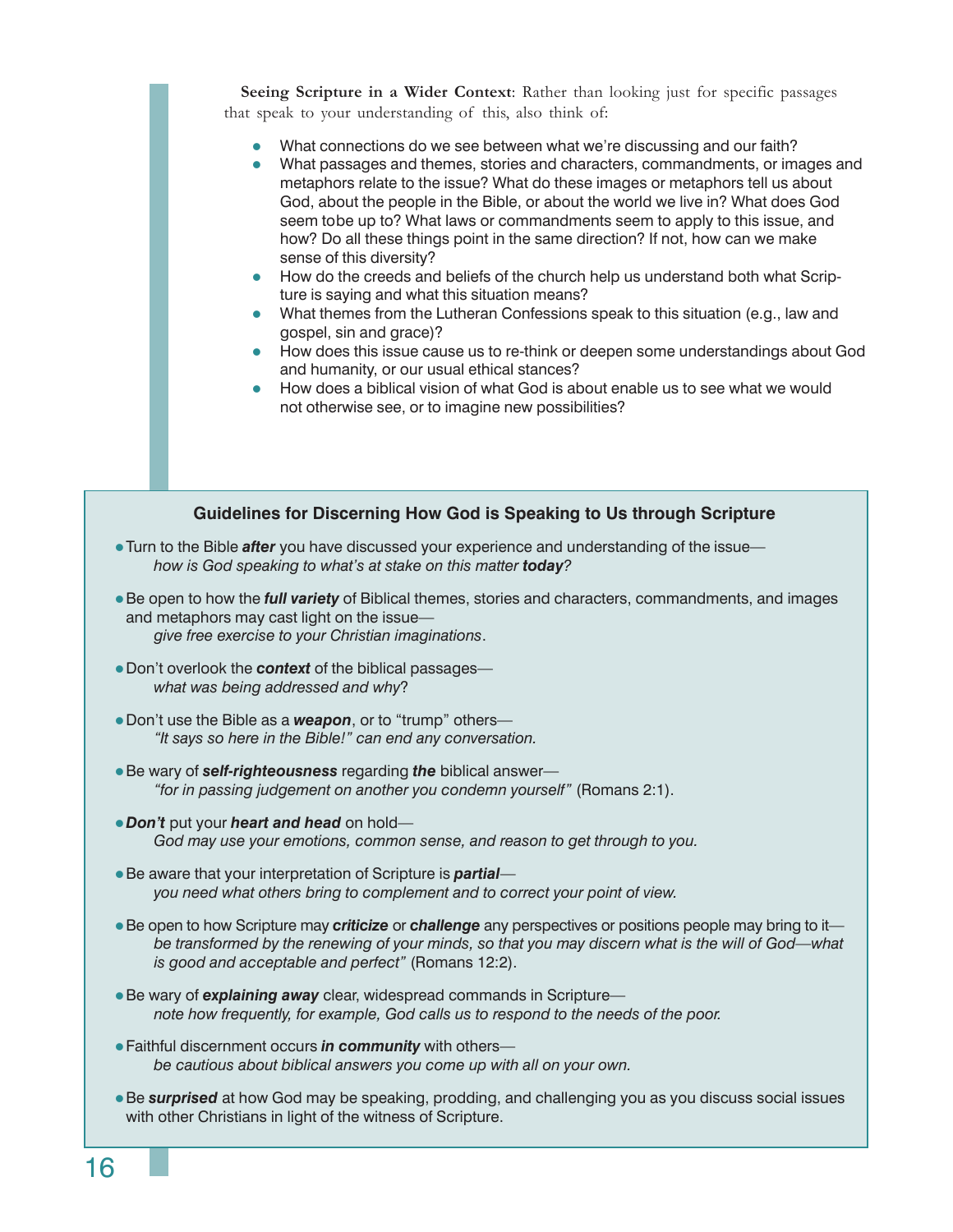**Seeing Scripture in a Wider Context**: Rather than looking just for specific passages that speak to your understanding of this, also think of:

- What connections do we see between what we're discussing and our faith?
- What passages and themes, stories and characters, commandments, or images and metaphors relate to the issue? What do these images or metaphors tell us about God, about the people in the Bible, or about the world we live in? What does God seem tobe up to? What laws or commandments seem to apply to this issue, and how? Do all these things point in the same direction? If not, how can we make sense of this diversity?
- How do the creeds and beliefs of the church help us understand both what Scripture is saying and what this situation means?
- What themes from the Lutheran Confessions speak to this situation (e.g., law and gospel, sin and grace)?
- How does this issue cause us to re-think or deepen some understandings about God and humanity, or our usual ethical stances?
- How does a biblical vision of what God is about enable us to see what we would not otherwise see, or to imagine new possibilities?

### Guidelines for Discerning How God is Speaking to Us through Scripture

- Turn to the Bible ***after*** you have discussed your experience and understanding of the issue—
  *how is God speaking to what's at stake on this matter **today**?*
- Be open to how the ***full variety*** of Biblical themes, stories and characters, commandments, and images and metaphors may cast light on the issue—
  *give free exercise to your Christian imaginations*.
- Don't overlook the ***context*** of the biblical passages—
  *what was being addressed and why*?
- Don't use the Bible as a ***weapon***, or to "trump" others—
  *"It says so here in the Bible!" can end any conversation.*
- Be wary of ***self-righteousness*** regarding ***the*** biblical answer—
  *"for in passing judgement on another you condemn yourself"* (Romans 2:1).
- ***Don't*** put your ***heart and head*** on hold—
  *God may use your emotions, common sense, and reason to get through to you.*
- Be aware that your interpretation of Scripture is ***partial***—
  *you need what others bring to complement and to correct your point of view.*
- Be open to how Scripture may ***criticize*** or ***challenge*** any perspectives or positions people may bring to it—
  *be transformed by the renewing of your minds, so that you may discern what is the will of God—what is good and acceptable and perfect"* (Romans 12:2).
- Be wary of ***explaining away*** clear, widespread commands in Scripture—
  *note how frequently, for example, God calls us to respond to the needs of the poor.*
- Faithful discernment occurs ***in community*** with others—
  *be cautious about biblical answers you come up with all on your own.*
- Be ***surprised*** at how God may be speaking, prodding, and challenging you as you discuss social issues with other Christians in light of the witness of Scripture.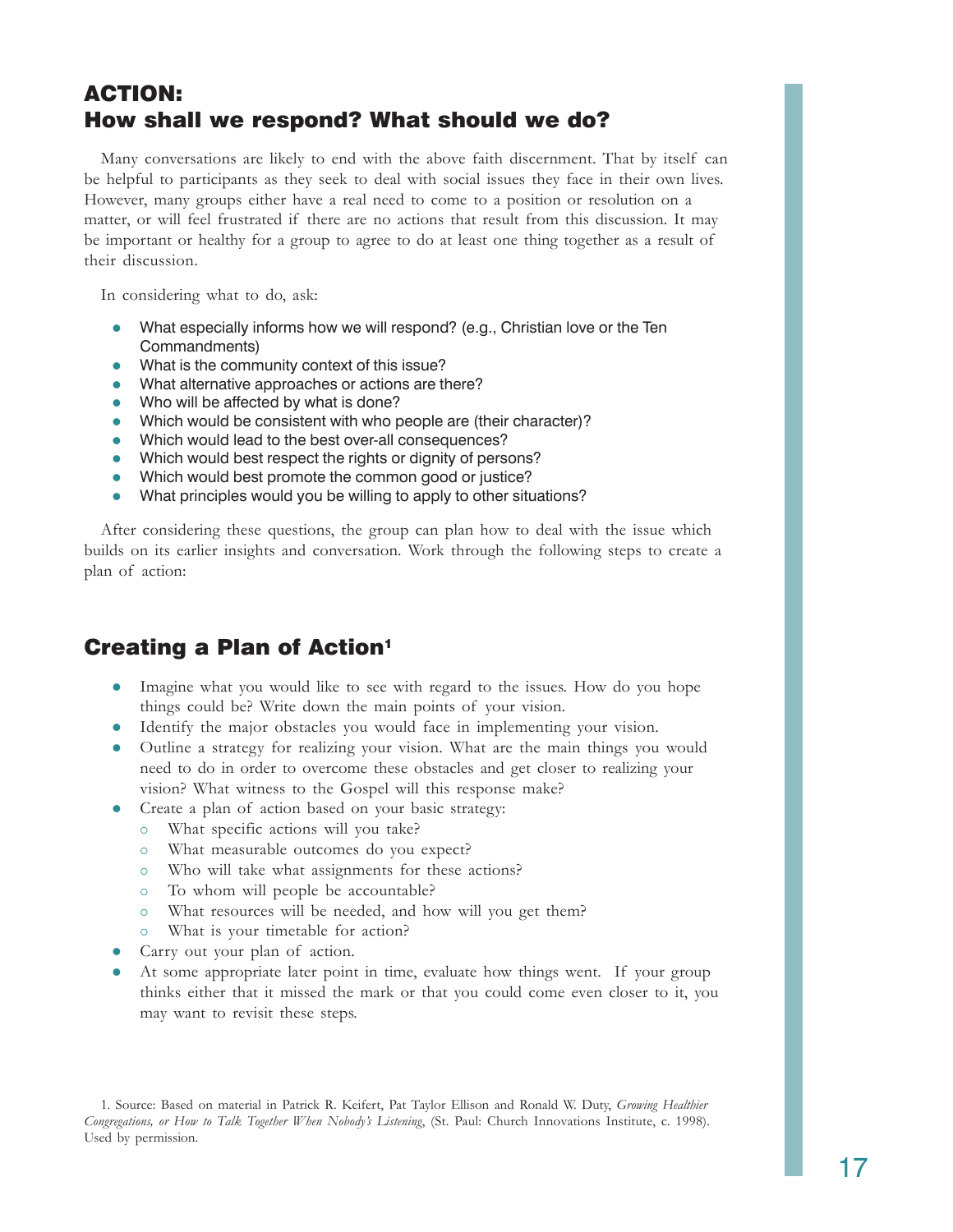## ACTION:
## How shall we respond? What should we do?

Many conversations are likely to end with the above faith discernment. That by itself can be helpful to participants as they seek to deal with social issues they face in their own lives. However, many groups either have a real need to come to a position or resolution on a matter, or will feel frustrated if there are no actions that result from this discussion. It may be important or healthy for a group to agree to do at least one thing together as a result of their discussion.

In considering what to do, ask:

- What especially informs how we will respond? (e.g., Christian love or the Ten Commandments)
- What is the community context of this issue?
- What alternative approaches or actions are there?
- Who will be affected by what is done?
- Which would be consistent with who people are (their character)?
- Which would lead to the best over-all consequences?
- Which would best respect the rights or dignity of persons?
- Which would best promote the common good or justice?
- What principles would you be willing to apply to other situations?

After considering these questions, the group can plan how to deal with the issue which builds on its earlier insights and conversation. Work through the following steps to create a plan of action:

## Creating a Plan of Action[1]

- Imagine what you would like to see with regard to the issues. How do you hope things could be? Write down the main points of your vision.
- Identify the major obstacles you would face in implementing your vision.
- Outline a strategy for realizing your vision. What are the main things you would need to do in order to overcome these obstacles and get closer to realizing your vision? What witness to the Gospel will this response make?
- Create a plan of action based on your basic strategy:
  - What specific actions will you take?
  - What measurable outcomes do you expect?
  - Who will take what assignments for these actions?
  - To whom will people be accountable?
  - What resources will be needed, and how will you get them?
  - What is your timetable for action?
- Carry out your plan of action.
- At some appropriate later point in time, evaluate how things went. If your group thinks either that it missed the mark or that you could come even closer to it, you may want to revisit these steps.

1. Source: Based on material in Patrick R. Keifert, Pat Taylor Ellison and Ronald W. Duty, *Growing Healthier Congregations, or How to Talk Together When Nobody's Listening*, (St. Paul: Church Innovations Institute, c. 1998). Used by permission.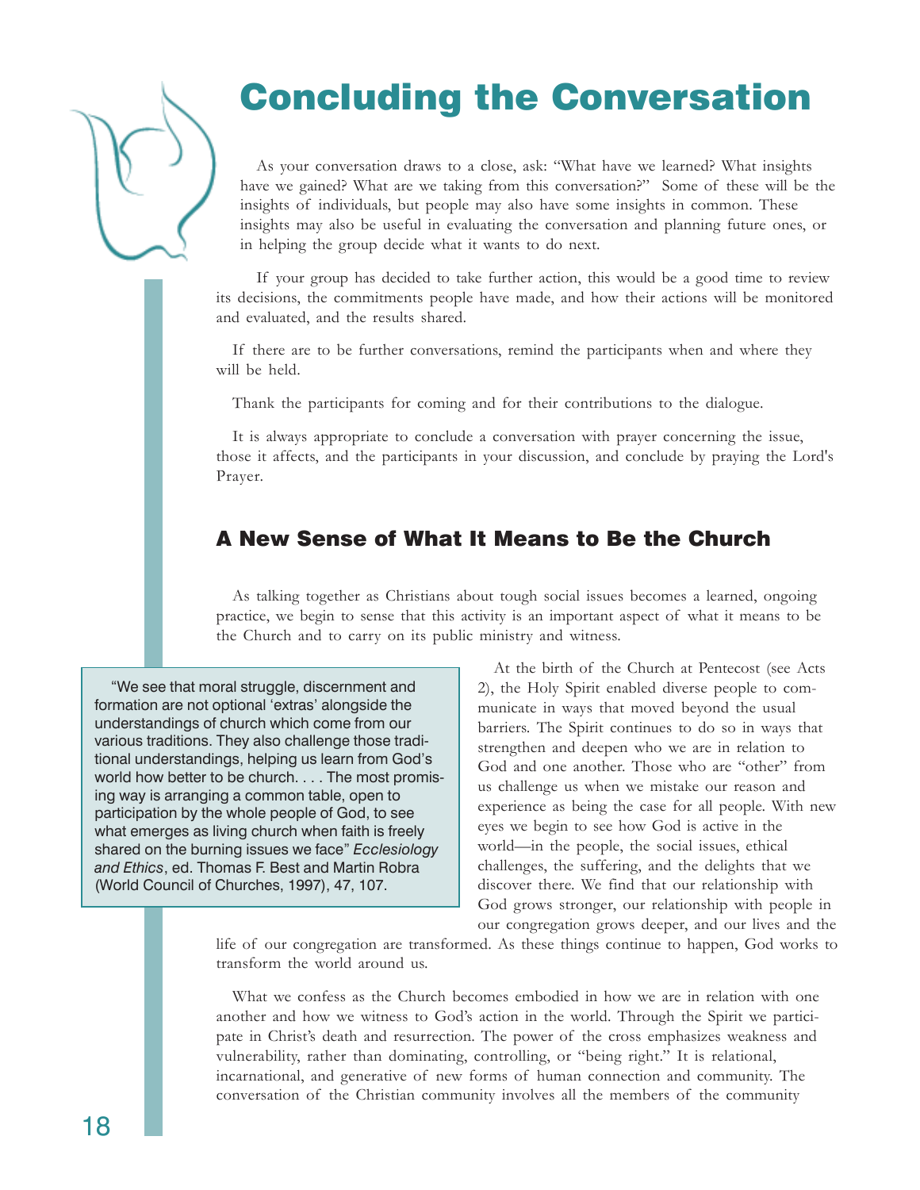# Concluding the Conversation

As your conversation draws to a close, ask: "What have we learned? What insights have we gained? What are we taking from this conversation?" Some of these will be the insights of individuals, but people may also have some insights in common. These insights may also be useful in evaluating the conversation and planning future ones, or in helping the group decide what it wants to do next.

If your group has decided to take further action, this would be a good time to review its decisions, the commitments people have made, and how their actions will be monitored and evaluated, and the results shared.

If there are to be further conversations, remind the participants when and where they will be held.

Thank the participants for coming and for their contributions to the dialogue.

It is always appropriate to conclude a conversation with prayer concerning the issue, those it affects, and the participants in your discussion, and conclude by praying the Lord's Prayer.

## A New Sense of What It Means to Be the Church

As talking together as Christians about tough social issues becomes a learned, ongoing practice, we begin to sense that this activity is an important aspect of what it means to be the Church and to carry on its public ministry and witness.

> "We see that moral struggle, discernment and formation are not optional 'extras' alongside the understandings of church which come from our various traditions. They also challenge those traditional understandings, helping us learn from God's world how better to be church. . . . The most promising way is arranging a common table, open to participation by the whole people of God, to see what emerges as living church when faith is freely shared on the burning issues we face" *Ecclesiology and Ethics*, ed. Thomas F. Best and Martin Robra (World Council of Churches, 1997), 47, 107.

At the birth of the Church at Pentecost (see Acts 2), the Holy Spirit enabled diverse people to communicate in ways that moved beyond the usual barriers. The Spirit continues to do so in ways that strengthen and deepen who we are in relation to God and one another. Those who are "other" from us challenge us when we mistake our reason and experience as being the case for all people. With new eyes we begin to see how God is active in the world—in the people, the social issues, ethical challenges, the suffering, and the delights that we discover there. We find that our relationship with God grows stronger, our relationship with people in our congregation grows deeper, and our lives and the life of our congregation are transformed. As these things continue to happen, God works to transform the world around us.

What we confess as the Church becomes embodied in how we are in relation with one another and how we witness to God's action in the world. Through the Spirit we participate in Christ's death and resurrection. The power of the cross emphasizes weakness and vulnerability, rather than dominating, controlling, or "being right." It is relational, incarnational, and generative of new forms of human connection and community. The conversation of the Christian community involves all the members of the community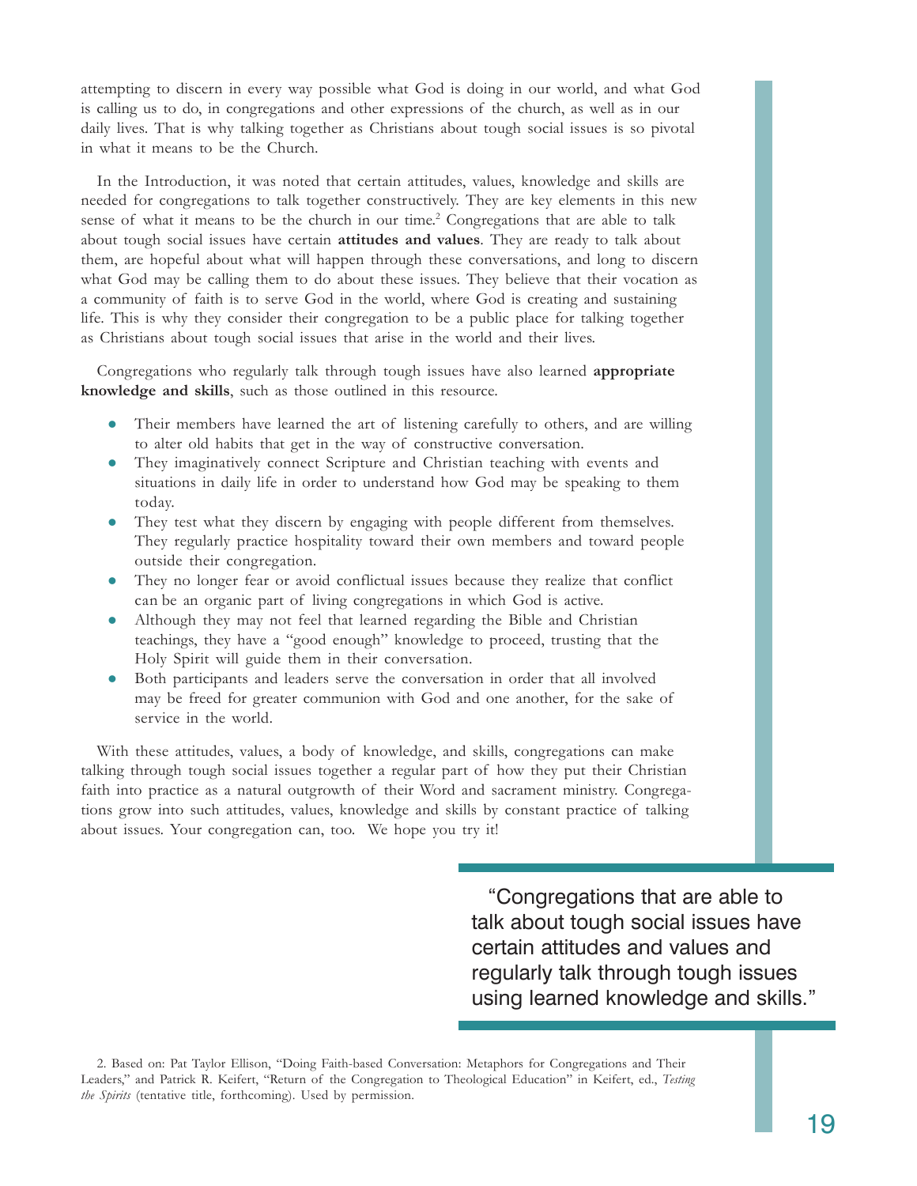attempting to discern in every way possible what God is doing in our world, and what God is calling us to do, in congregations and other expressions of the church, as well as in our daily lives. That is why talking together as Christians about tough social issues is so pivotal in what it means to be the Church.

In the Introduction, it was noted that certain attitudes, values, knowledge and skills are needed for congregations to talk together constructively. They are key elements in this new sense of what it means to be the church in our time.[2] Congregations that are able to talk about tough social issues have certain **attitudes and values**. They are ready to talk about them, are hopeful about what will happen through these conversations, and long to discern what God may be calling them to do about these issues. They believe that their vocation as a community of faith is to serve God in the world, where God is creating and sustaining life. This is why they consider their congregation to be a public place for talking together as Christians about tough social issues that arise in the world and their lives.

Congregations who regularly talk through tough issues have also learned **appropriate knowledge and skills**, such as those outlined in this resource.

- Their members have learned the art of listening carefully to others, and are willing to alter old habits that get in the way of constructive conversation.
- They imaginatively connect Scripture and Christian teaching with events and situations in daily life in order to understand how God may be speaking to them today.
- They test what they discern by engaging with people different from themselves. They regularly practice hospitality toward their own members and toward people outside their congregation.
- They no longer fear or avoid conflictual issues because they realize that conflict can be an organic part of living congregations in which God is active.
- Although they may not feel that learned regarding the Bible and Christian teachings, they have a "good enough" knowledge to proceed, trusting that the Holy Spirit will guide them in their conversation.
- Both participants and leaders serve the conversation in order that all involved may be freed for greater communion with God and one another, for the sake of service in the world.

With these attitudes, values, a body of knowledge, and skills, congregations can make talking through tough social issues together a regular part of how they put their Christian faith into practice as a natural outgrowth of their Word and sacrament ministry. Congregations grow into such attitudes, values, knowledge and skills by constant practice of talking about issues. Your congregation can, too. We hope you try it!

> "Congregations that are able to talk about tough social issues have certain attitudes and values and regularly talk through tough issues using learned knowledge and skills."

2. Based on: Pat Taylor Ellison, "Doing Faith-based Conversation: Metaphors for Congregations and Their Leaders," and Patrick R. Keifert, "Return of the Congregation to Theological Education" in Keifert, ed., *Testing the Spirits* (tentative title, forthcoming). Used by permission.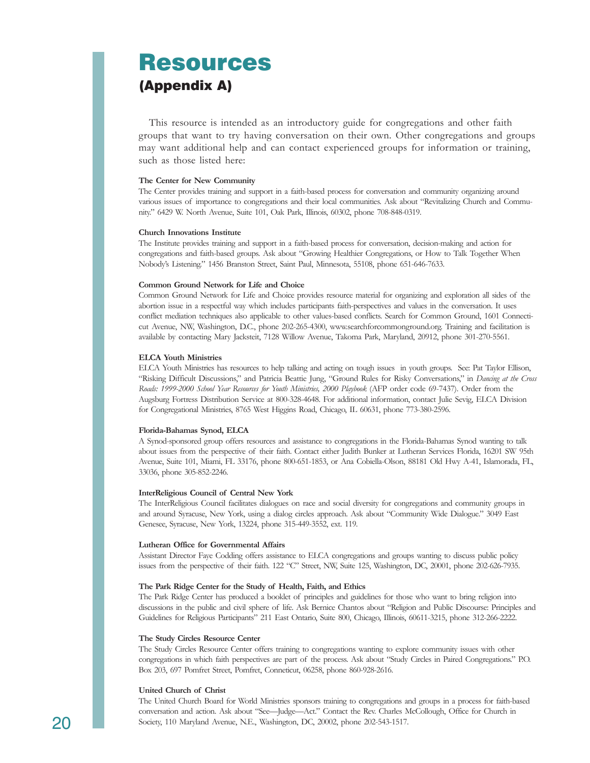# Resources

## (Appendix A)

This resource is intended as an introductory guide for congregations and other faith groups that want to try having conversation on their own. Other congregations and groups may want additional help and can contact experienced groups for information or training, such as those listed here:

**The Center for New Community**

The Center provides training and support in a faith-based process for conversation and community organizing around various issues of importance to congregations and their local communities. Ask about "Revitalizing Church and Community." 6429 W. North Avenue, Suite 101, Oak Park, Illinois, 60302, phone 708-848-0319.

**Church Innovations Institute**

The Institute provides training and support in a faith-based process for conversation, decision-making and action for congregations and faith-based groups. Ask about "Growing Healthier Congregations, or How to Talk Together When Nobody's Listening." 1456 Branston Street, Saint Paul, Minnesota, 55108, phone 651-646-7633.

**Common Ground Network for Life and Choice**

Common Ground Network for Life and Choice provides resource material for organizing and exploration all sides of the abortion issue in a respectful way which includes participants faith-perspectives and values in the conversation. It uses conflict mediation techniques also applicable to other values-based conflicts. Search for Common Ground, 1601 Connecticut Avenue, NW, Washington, D.C., phone 202-265-4300, www.searchforcommonground.org. Training and facilitation is available by contacting Mary Jacksteit, 7128 Willow Avenue, Takoma Park, Maryland, 20912, phone 301-270-5561.

**ELCA Youth Ministries**

ELCA Youth Ministries has resources to help talking and acting on tough issues in youth groups. See: Pat Taylor Ellison, "Risking Difficult Discussions," and Patricia Beattie Jung, "Ground Rules for Risky Conversations," in *Dancing at the Cross Roads: 1999-2000 School Year Resources for Youth Ministries, 2000 Playbook* (AFP order code 69-7437). Order from the Augsburg Fortress Distribution Service at 800-328-4648. For additional information, contact Julie Sevig, ELCA Division for Congregational Ministries, 8765 West Higgins Road, Chicago, IL 60631, phone 773-380-2596.

**Florida-Bahamas Synod, ELCA**

A Synod-sponsored group offers resources and assistance to congregations in the Florida-Bahamas Synod wanting to talk about issues from the perspective of their faith. Contact either Judith Bunker at Lutheran Services Florida, 16201 SW 95th Avenue, Suite 101, Miami, FL 33176, phone 800-651-1853, or Ana Cobiella-Olson, 88181 Old Hwy A-41, Islamorada, FL, 33036, phone 305-852-2246.

**InterReligious Council of Central New York**

The InterReligious Council facilitates dialogues on race and social diversity for congregations and community groups in and around Syracuse, New York, using a dialog circles approach. Ask about "Community Wide Dialogue." 3049 East Genesee, Syracuse, New York, 13224, phone 315-449-3552, ext. 119.

**Lutheran Office for Governmental Affairs**

Assistant Director Faye Codding offers assistance to ELCA congregations and groups wanting to discuss public policy issues from the perspective of their faith. 122 "C" Street, NW, Suite 125, Washington, DC, 20001, phone 202-626-7935.

**The Park Ridge Center for the Study of Health, Faith, and Ethics**

The Park Ridge Center has produced a booklet of principles and guidelines for those who want to bring religion into discussions in the public and civil sphere of life. Ask Bernice Chantos about "Religion and Public Discourse: Principles and Guidelines for Religious Participants" 211 East Ontario, Suite 800, Chicago, Illinois, 60611-3215, phone 312-266-2222.

**The Study Circles Resource Center**

The Study Circles Resource Center offers training to congregations wanting to explore community issues with other congregations in which faith perspectives are part of the process. Ask about "Study Circles in Paired Congregations." P.O. Box 203, 697 Pomfret Street, Pomfret, Conneticut, 06258, phone 860-928-2616.

**United Church of Christ**

The United Church Board for World Ministries sponsors training to congregations and groups in a process for faith-based conversation and action. Ask about "See—Judge—Act." Contact the Rev. Charles McCollough, Office for Church in Society, 110 Maryland Avenue, N.E., Washington, DC, 20002, phone 202-543-1517.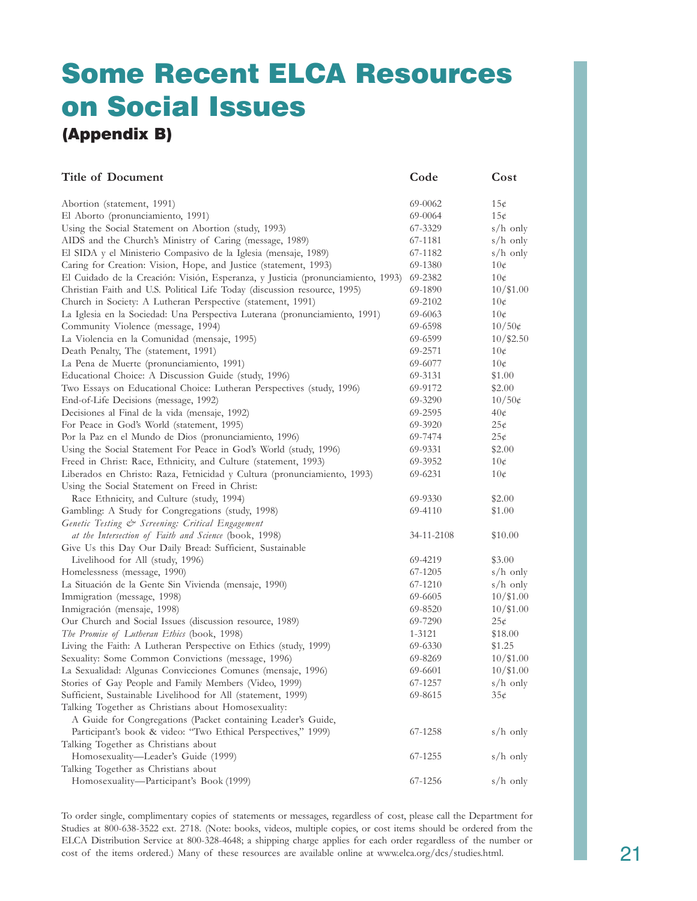# Some Recent ELCA Resources on Social Issues

## (Appendix B)

| Title of Document | Code | Cost |
|---|---|---|
| Abortion (statement, 1991) | 69-0062 | 15¢ |
| El Aborto (pronunciamiento, 1991) | 69-0064 | 15¢ |
| Using the Social Statement on Abortion (study, 1993) | 67-3329 | s/h only |
| AIDS and the Church's Ministry of Caring (message, 1989) | 67-1181 | s/h only |
| El SIDA y el Ministerio Compasivo de la Iglesia (mensaje, 1989) | 67-1182 | s/h only |
| Caring for Creation: Vision, Hope, and Justice (statement, 1993) | 69-1380 | 10¢ |
| El Cuidado de la Creación: Visión, Esperanza, y Justicia (pronunciamiento, 1993) | 69-2382 | 10¢ |
| Christian Faith and U.S. Political Life Today (discussion resource, 1995) | 69-1890 | 10/$1.00 |
| Church in Society: A Lutheran Perspective (statement, 1991) | 69-2102 | 10¢ |
| La Iglesia en la Sociedad: Una Perspectiva Luterana (pronunciamiento, 1991) | 69-6063 | 10¢ |
| Community Violence (message, 1994) | 69-6598 | 10/50¢ |
| La Violencia en la Comunidad (mensaje, 1995) | 69-6599 | 10/$2.50 |
| Death Penalty, The (statement, 1991) | 69-2571 | 10¢ |
| La Pena de Muerte (pronunciamiento, 1991) | 69-6077 | 10¢ |
| Educational Choice: A Discussion Guide (study, 1996) | 69-3131 | $1.00 |
| Two Essays on Educational Choice: Lutheran Perspectives (study, 1996) | 69-9172 | $2.00 |
| End-of-Life Decisions (message, 1992) | 69-3290 | 10/50¢ |
| Decisiones al Final de la vida (mensaje, 1992) | 69-2595 | 40¢ |
| For Peace in God's World (statement, 1995) | 69-3920 | 25¢ |
| Por la Paz en el Mundo de Dios (pronunciamiento, 1996) | 69-7474 | 25¢ |
| Using the Social Statement For Peace in God's World (study, 1996) | 69-9331 | $2.00 |
| Freed in Christ: Race, Ethnicity, and Culture (statement, 1993) | 69-3952 | 10¢ |
| Liberados en Christo: Raza, Fetnicidad y Cultura (pronunciamiento, 1993) | 69-6231 | 10¢ |
| Using the Social Statement on Freed in Christ: Race Ethnicity, and Culture (study, 1994) | 69-9330 | $2.00 |
| Gambling: A Study for Congregations (study, 1998) | 69-4110 | $1.00 |
| *Genetic Testing & Screening: Critical Engagement at the Intersection of Faith and Science* (book, 1998) | 34-11-2108 | $10.00 |
| Give Us this Day Our Daily Bread: Sufficient, Sustainable Livelihood for All (study, 1996) | 69-4219 | $3.00 |
| Homelessness (message, 1990) | 67-1205 | s/h only |
| La Situación de la Gente Sin Vivienda (mensaje, 1990) | 67-1210 | s/h only |
| Immigration (message, 1998) | 69-6605 | 10/$1.00 |
| Inmigración (mensaje, 1998) | 69-8520 | 10/$1.00 |
| Our Church and Social Issues (discussion resource, 1989) | 69-7290 | 25¢ |
| *The Promise of Lutheran Ethics* (book, 1998) | 1-3121 | $18.00 |
| Living the Faith: A Lutheran Perspective on Ethics (study, 1999) | 69-6330 | $1.25 |
| Sexuality: Some Common Convictions (message, 1996) | 69-8269 | 10/$1.00 |
| La Sexualidad: Algunas Convicciones Comunes (mensaje, 1996) | 69-6601 | 10/$1.00 |
| Stories of Gay People and Family Members (Video, 1999) | 67-1257 | s/h only |
| Sufficient, Sustainable Livelihood for All (statement, 1999) | 69-8615 | 35¢ |
| Talking Together as Christians about Homosexuality: A Guide for Congregations (Packet containing Leader's Guide, Participant's book & video: "Two Ethical Perspectives," 1999) | 67-1258 | s/h only |
| Talking Together as Christians about Homosexuality—Leader's Guide (1999) | 67-1255 | s/h only |
| Talking Together as Christians about Homosexuality—Participant's Book (1999) | 67-1256 | s/h only |

To order single, complimentary copies of statements or messages, regardless of cost, please call the Department for Studies at 800-638-3522 ext. 2718. (Note: books, videos, multiple copies, or cost items should be ordered from the ELCA Distribution Service at 800-328-4648; a shipping charge applies for each order regardless of the number or cost of the items ordered.) Many of these resources are available online at www.elca.org/dcs/studies.html.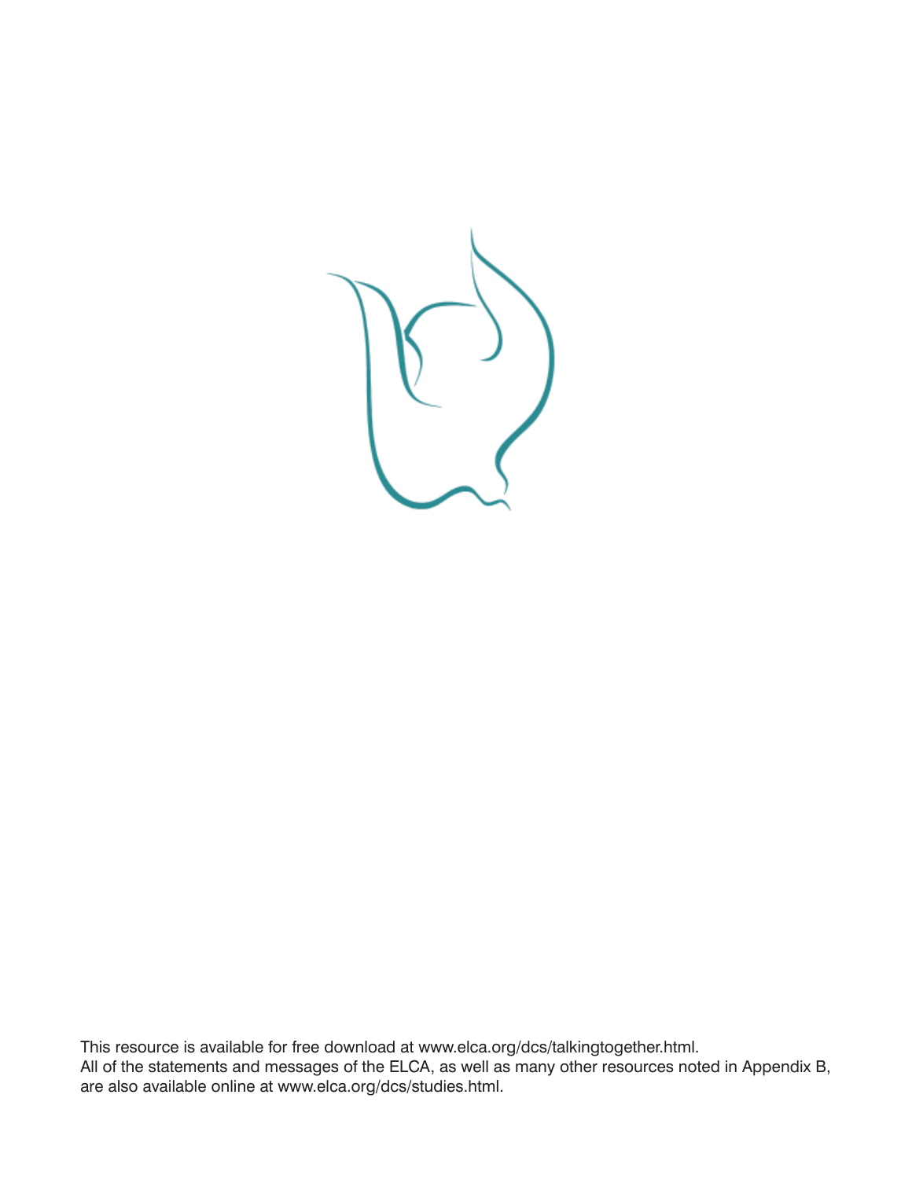This resource is available for free download at www.elca.org/dcs/talkingtogether.html.
All of the statements and messages of the ELCA, as well as many other resources noted in Appendix B, are also available online at www.elca.org/dcs/studies.html.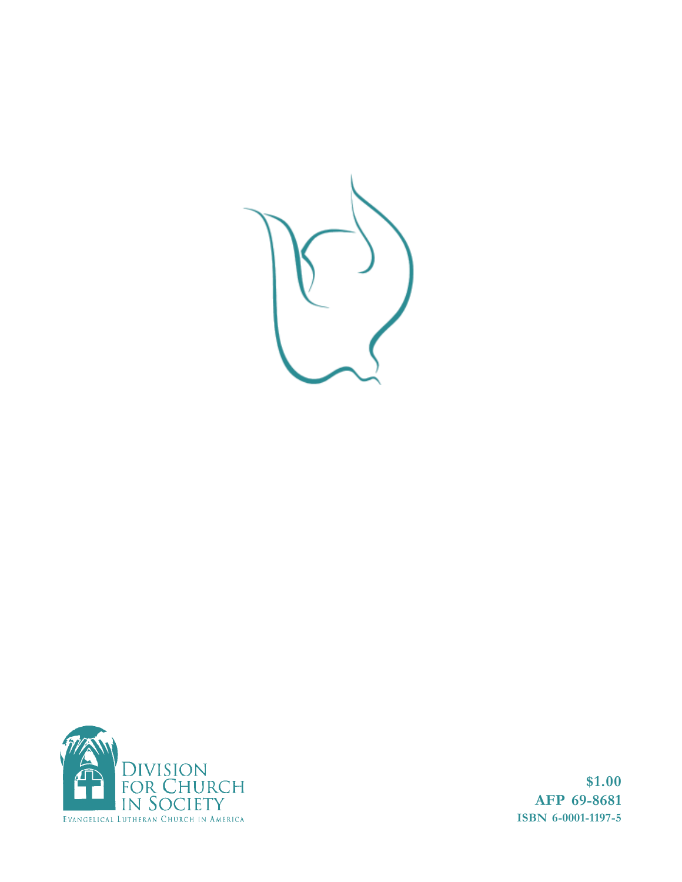DIVISION FOR CHURCH IN SOCIETY

EVANGELICAL LUTHERAN CHURCH IN AMERICA

**$1.00**
**AFP 69-8681**
**ISBN 6-0001-1197-5**